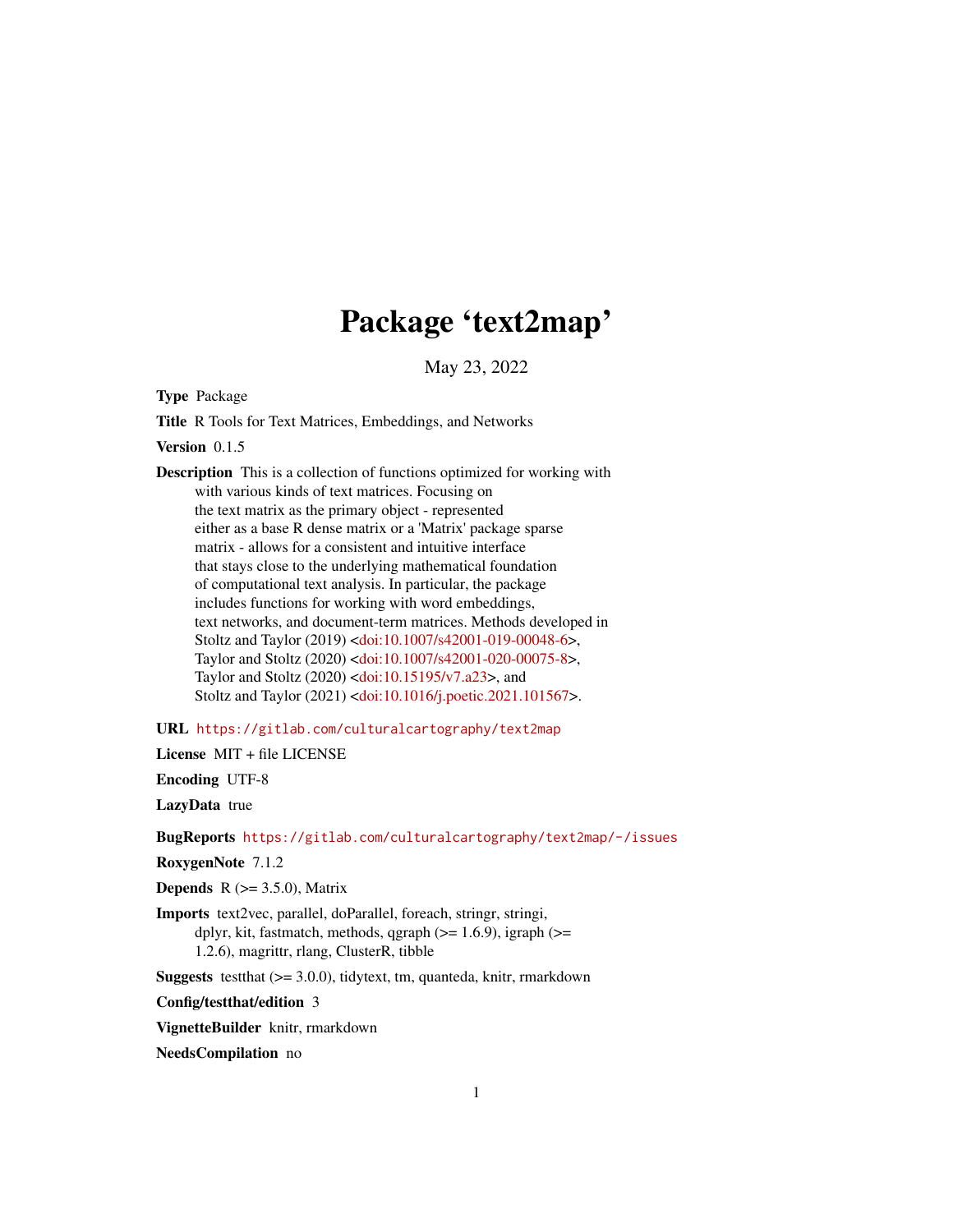# Package 'text2map'

May 23, 2022

**Type** Package

**Title** R Tools for Text Matrices, Embeddings, and Networks

**Version** 0.1.5

**Description** This is a collection of functions optimized for working with with various kinds of text matrices. Focusing on the text matrix as the primary object - represented either as a base R dense matrix or a 'Matrix' package sparse matrix - allows for a consistent and intuitive interface that stays close to the underlying mathematical foundation of computational text analysis. In particular, the package includes functions for working with word embeddings, text networks, and document-term matrices. Methods developed in Stoltz and Taylor (2019) <doi:10.1007/s42001-019-00048-6>, Taylor and Stoltz (2020) <doi:10.1007/s42001-020-00075-8>, Taylor and Stoltz (2020) <doi:10.15195/v7.a23>, and Stoltz and Taylor (2021) <doi:10.1016/j.poetic.2021.101567>.

**URL** https://gitlab.com/culturalcartography/text2map

**License** MIT + file LICENSE

**Encoding** UTF-8

**LazyData** true

**BugReports** https://gitlab.com/culturalcartography/text2map/-/issues

**RoxygenNote** 7.1.2

**Depends** R (>= 3.5.0), Matrix

**Imports** text2vec, parallel, doParallel, foreach, stringr, stringi, dplyr, kit, fastmatch, methods, qgraph (>= 1.6.9), igraph (>= 1.2.6), magrittr, rlang, ClusterR, tibble

**Suggests** testthat (>= 3.0.0), tidytext, tm, quanteda, knitr, rmarkdown

**Config/testthat/edition** 3

**VignetteBuilder** knitr, rmarkdown

**NeedsCompilation** no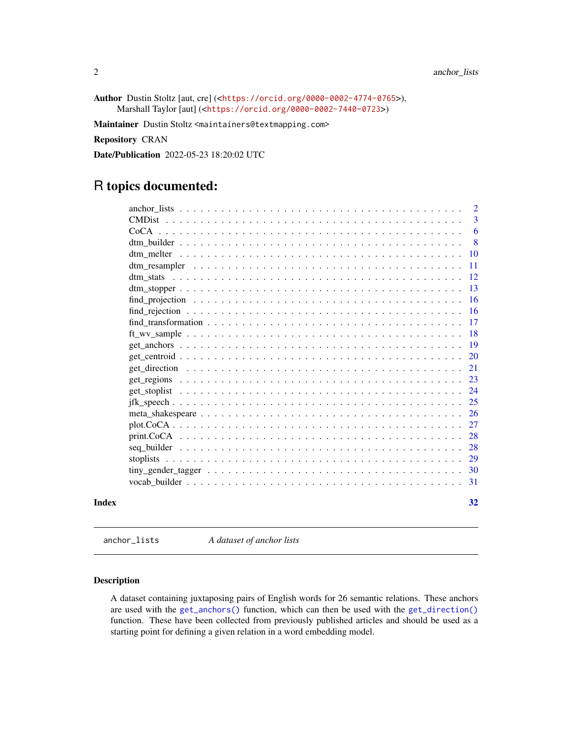**Author** Dustin Stoltz [aut, cre] (<https://orcid.org/0000-0002-4774-0765>), Marshall Taylor [aut] (<https://orcid.org/0000-0002-7440-0723>)

**Maintainer** Dustin Stoltz <maintainers@textmapping.com>

**Repository** CRAN

**Date/Publication** 2022-05-23 18:20:02 UTC

# R topics documented:

| | |
|---|---|
| anchor_lists | 2 |
| CMDist | 3 |
| CoCA | 6 |
| dtm_builder | 8 |
| dtm_melter | 10 |
| dtm_resampler | 11 |
| dtm_stats | 12 |
| dtm_stopper | 13 |
| find_projection | 16 |
| find_rejection | 16 |
| find_transformation | 17 |
| ft_wv_sample | 18 |
| get_anchors | 19 |
| get_centroid | 20 |
| get_direction | 21 |
| get_regions | 23 |
| get_stoplist | 24 |
| jfk_speech | 25 |
| meta_shakespeare | 26 |
| plot.CoCA | 27 |
| print.CoCA | 28 |
| seq_builder | 28 |
| stoplists | 29 |
| tiny_gender_tagger | 30 |
| vocab_builder | 31 |

**Index** 32

---

`anchor_lists` *A dataset of anchor lists*

## Description

A dataset containing juxtaposing pairs of English words for 26 semantic relations. These anchors are used with the `get_anchors()` function, which can then be used with the `get_direction()` function. These have been collected from previously published articles and should be used as a starting point for defining a given relation in a word embedding model.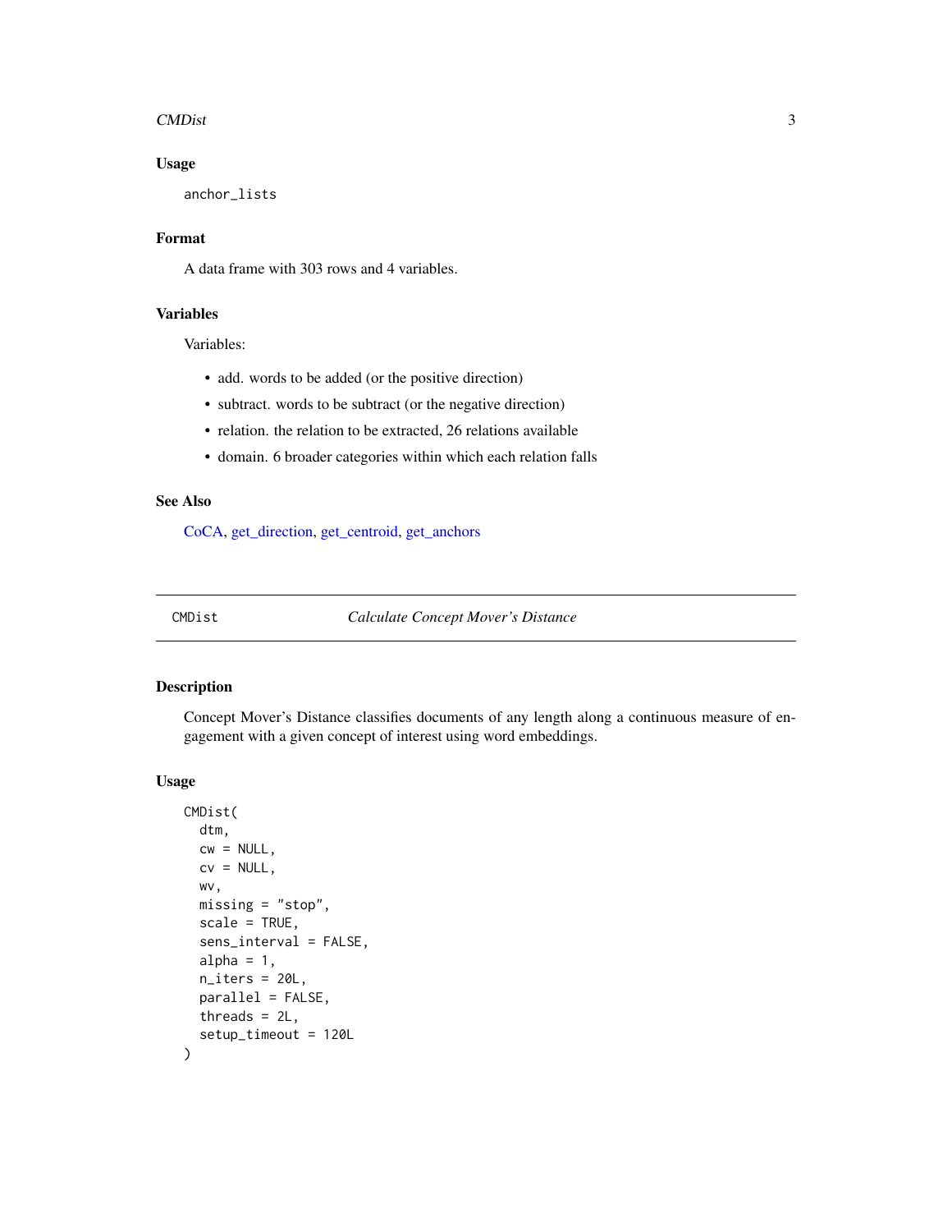### Usage

```
anchor_lists
```

### Format

A data frame with 303 rows and 4 variables.

### Variables

Variables:

- add. words to be added (or the positive direction)
- subtract. words to be subtract (or the negative direction)
- relation. the relation to be extracted, 26 relations available
- domain. 6 broader categories within which each relation falls

### See Also

CoCA, get_direction, get_centroid, get_anchors

---

## CMDist — *Calculate Concept Mover's Distance*

### Description

Concept Mover's Distance classifies documents of any length along a continuous measure of engagement with a given concept of interest using word embeddings.

### Usage

```
CMDist(
  dtm,
  cw = NULL,
  cv = NULL,
  wv,
  missing = "stop",
  scale = TRUE,
  sens_interval = FALSE,
  alpha = 1,
  n_iters = 20L,
  parallel = FALSE,
  threads = 2L,
  setup_timeout = 120L
)
```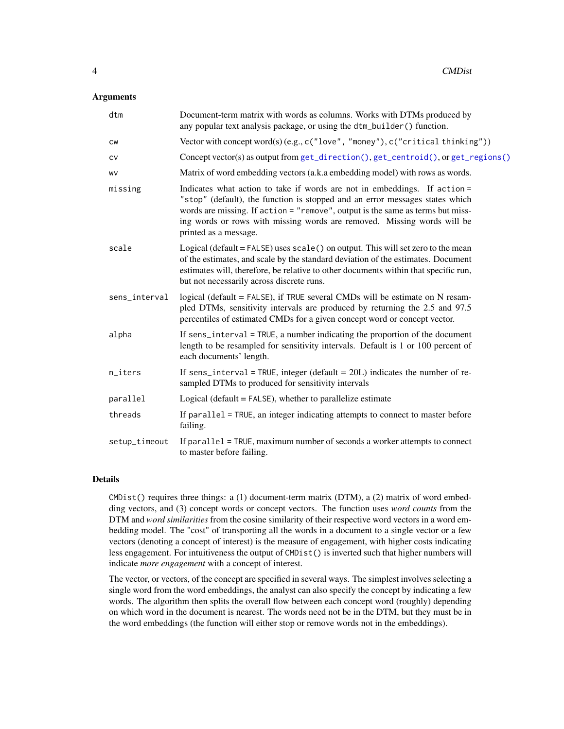## Arguments

| | |
|---|---|
| `dtm` | Document-term matrix with words as columns. Works with DTMs produced by any popular text analysis package, or using the `dtm_builder()` function. |
| `cw` | Vector with concept word(s) (e.g., `c("love", "money")`, `c("critical thinking")`) |
| `cv` | Concept vector(s) as output from `get_direction()`, `get_centroid()`, or `get_regions()` |
| `wv` | Matrix of word embedding vectors (a.k.a embedding model) with rows as words. |
| `missing` | Indicates what action to take if words are not in embeddings. If `action = "stop"` (default), the function is stopped and an error messages states which words are missing. If `action = "remove"`, output is the same as terms but missing words or rows with missing words are removed. Missing words will be printed as a message. |
| `scale` | Logical (default = `FALSE`) uses `scale()` on output. This will set zero to the mean of the estimates, and scale by the standard deviation of the estimates. Document estimates will, therefore, be relative to other documents within that specific run, but not necessarily across discrete runs. |
| `sens_interval` | logical (default = `FALSE`), if `TRUE` several CMDs will be estimate on N resampled DTMs, sensitivity intervals are produced by returning the 2.5 and 97.5 percentiles of estimated CMDs for a given concept word or concept vector. |
| `alpha` | If `sens_interval = TRUE`, a number indicating the proportion of the document length to be resampled for sensitivity intervals. Default is 1 or 100 percent of each documents' length. |
| `n_iters` | If `sens_interval = TRUE`, integer (default = 20L) indicates the number of resampled DTMs to produced for sensitivity intervals |
| `parallel` | Logical (default = `FALSE`), whether to parallelize estimate |
| `threads` | If `parallel = TRUE`, an integer indicating attempts to connect to master before failing. |
| `setup_timeout` | If `parallel = TRUE`, maximum number of seconds a worker attempts to connect to master before failing. |

## Details

`CMDist()` requires three things: a (1) document-term matrix (DTM), a (2) matrix of word embedding vectors, and (3) concept words or concept vectors. The function uses *word counts* from the DTM and *word similarities* from the cosine similarity of their respective word vectors in a word embedding model. The "cost" of transporting all the words in a document to a single vector or a few vectors (denoting a concept of interest) is the measure of engagement, with higher costs indicating less engagement. For intuitiveness the output of `CMDist()` is inverted such that higher numbers will indicate *more engagement* with a concept of interest.

The vector, or vectors, of the concept are specified in several ways. The simplest involves selecting a single word from the word embeddings, the analyst can also specify the concept by indicating a few words. The algorithm then splits the overall flow between each concept word (roughly) depending on which word in the document is nearest. The words need not be in the DTM, but they must be in the word embeddings (the function will either stop or remove words not in the embeddings).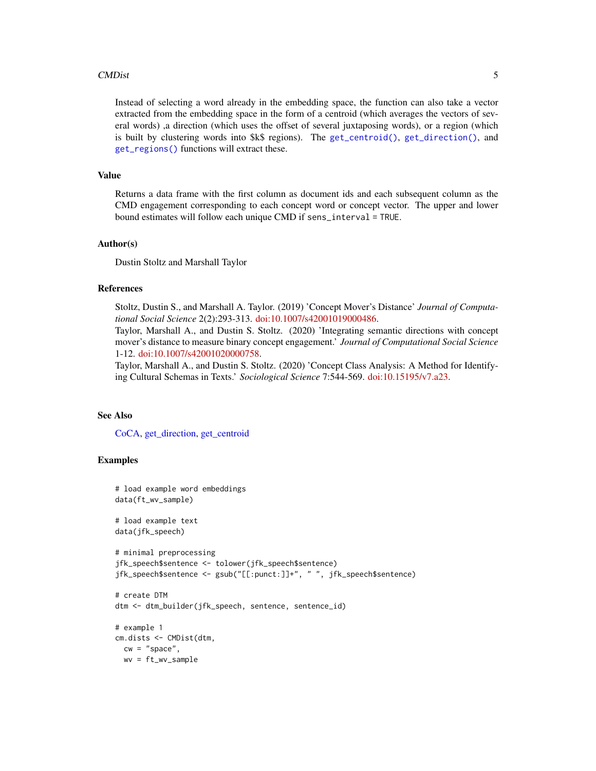Instead of selecting a word already in the embedding space, the function can also take a vector extracted from the embedding space in the form of a centroid (which averages the vectors of several words) ,a direction (which uses the offset of several juxtaposing words), or a region (which is built by clustering words into $k$ regions). The `get_centroid()`, `get_direction()`, and `get_regions()` functions will extract these.

## Value

Returns a data frame with the first column as document ids and each subsequent column as the CMD engagement corresponding to each concept word or concept vector. The upper and lower bound estimates will follow each unique CMD if `sens_interval = TRUE`.

## Author(s)

Dustin Stoltz and Marshall Taylor

## References

Stoltz, Dustin S., and Marshall A. Taylor. (2019) 'Concept Mover's Distance' *Journal of Computational Social Science* 2(2):293-313. doi:10.1007/s42001019000486.
Taylor, Marshall A., and Dustin S. Stoltz. (2020) 'Integrating semantic directions with concept mover's distance to measure binary concept engagement.' *Journal of Computational Social Science* 1-12. doi:10.1007/s42001020000758.
Taylor, Marshall A., and Dustin S. Stoltz. (2020) 'Concept Class Analysis: A Method for Identifying Cultural Schemas in Texts.' *Sociological Science* 7:544-569. doi:10.15195/v7.a23.

## See Also

CoCA, get_direction, get_centroid

## Examples

```
# load example word embeddings
data(ft_wv_sample)

# load example text
data(jfk_speech)

# minimal preprocessing
jfk_speech$sentence <- tolower(jfk_speech$sentence)
jfk_speech$sentence <- gsub("[[:punct:]]+", " ", jfk_speech$sentence)

# create DTM
dtm <- dtm_builder(jfk_speech, sentence, sentence_id)

# example 1
cm.dists <- CMDist(dtm,
  cw = "space",
  wv = ft_wv_sample
```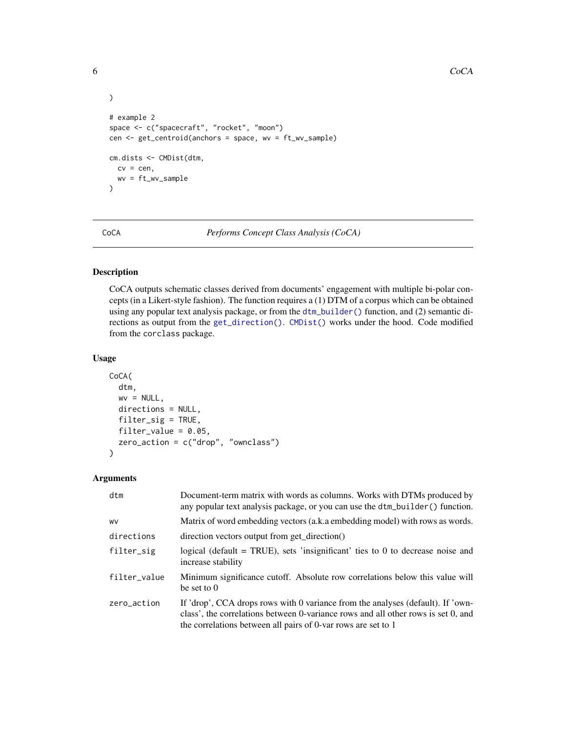```
)

# example 2
space <- c("spacecraft", "rocket", "moon")
cen <- get_centroid(anchors = space, wv = ft_wv_sample)

cm.dists <- CMDist(dtm,
  cv = cen,
  wv = ft_wv_sample
)
```

## CoCA — *Performs Concept Class Analysis (CoCA)*

### Description

CoCA outputs schematic classes derived from documents' engagement with multiple bi-polar concepts (in a Likert-style fashion). The function requires a (1) DTM of a corpus which can be obtained using any popular text analysis package, or from the `dtm_builder()` function, and (2) semantic directions as output from the `get_direction()`. `CMDist()` works under the hood. Code modified from the `corclass` package.

### Usage

```
CoCA(
  dtm,
  wv = NULL,
  directions = NULL,
  filter_sig = TRUE,
  filter_value = 0.05,
  zero_action = c("drop", "ownclass")
)
```

### Arguments

| | |
|---|---|
| `dtm` | Document-term matrix with words as columns. Works with DTMs produced by any popular text analysis package, or you can use the `dtm_builder()` function. |
| `wv` | Matrix of word embedding vectors (a.k.a embedding model) with rows as words. |
| `directions` | direction vectors output from get_direction() |
| `filter_sig` | logical (default = TRUE), sets 'insignificant' ties to 0 to decrease noise and increase stability |
| `filter_value` | Minimum significance cutoff. Absolute row correlations below this value will be set to 0 |
| `zero_action` | If 'drop', CCA drops rows with 0 variance from the analyses (default). If 'ownclass', the correlations between 0-variance rows and all other rows is set 0, and the correlations between all pairs of 0-var rows are set to 1 |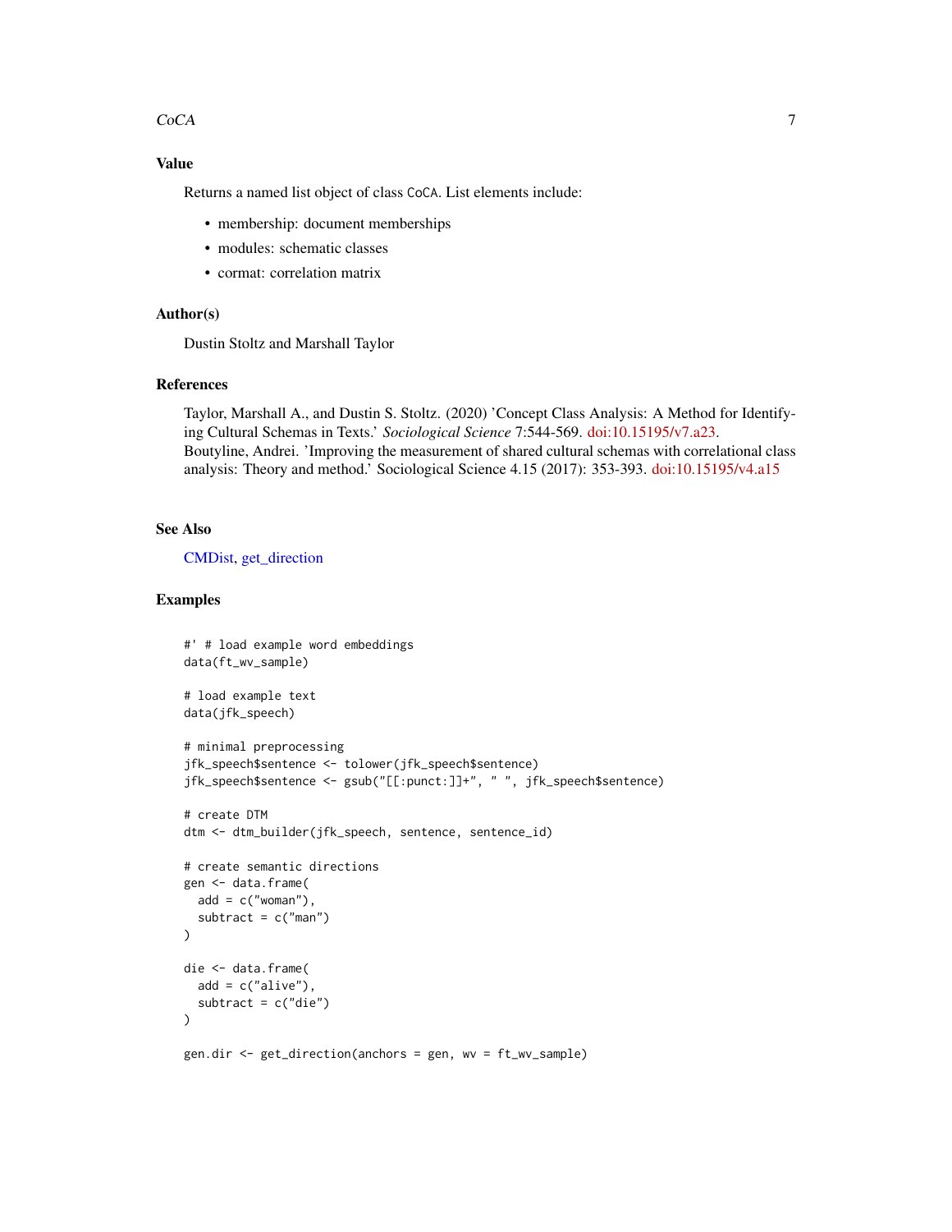### Value

Returns a named list object of class `CoCA`. List elements include:

- membership: document memberships
- modules: schematic classes
- cormat: correlation matrix

### Author(s)

Dustin Stoltz and Marshall Taylor

### References

Taylor, Marshall A., and Dustin S. Stoltz. (2020) 'Concept Class Analysis: A Method for Identifying Cultural Schemas in Texts.' *Sociological Science* 7:544-569. doi:10.15195/v7.a23.
Boutyline, Andrei. 'Improving the measurement of shared cultural schemas with correlational class analysis: Theory and method.' Sociological Science 4.15 (2017): 353-393. doi:10.15195/v4.a15

### See Also

CMDist, get_direction

### Examples

```
#' # load example word embeddings
data(ft_wv_sample)

# load example text
data(jfk_speech)

# minimal preprocessing
jfk_speech$sentence <- tolower(jfk_speech$sentence)
jfk_speech$sentence <- gsub("[[:punct:]]+", " ", jfk_speech$sentence)

# create DTM
dtm <- dtm_builder(jfk_speech, sentence, sentence_id)

# create semantic directions
gen <- data.frame(
  add = c("woman"),
  subtract = c("man")
)

die <- data.frame(
  add = c("alive"),
  subtract = c("die")
)

gen.dir <- get_direction(anchors = gen, wv = ft_wv_sample)
```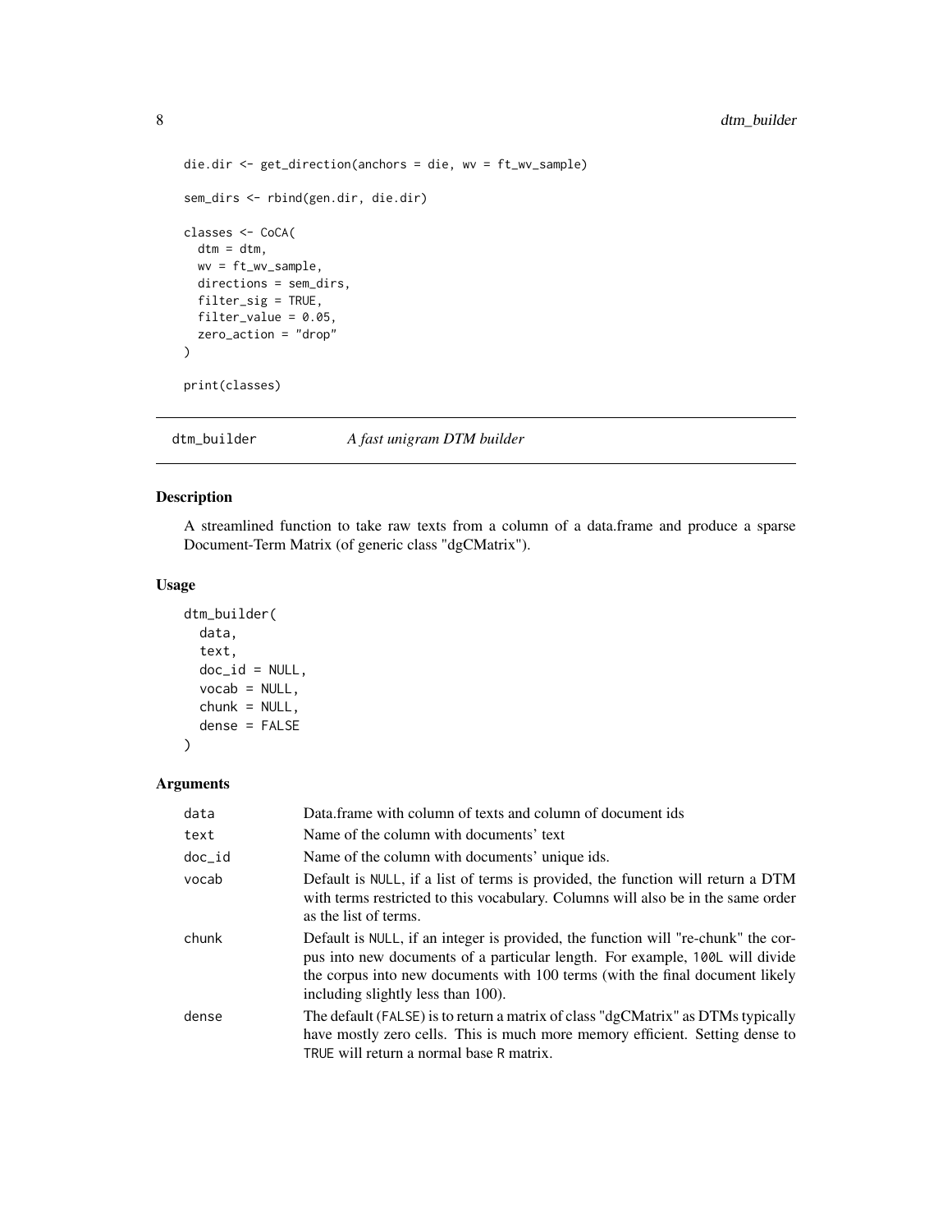```
die.dir <- get_direction(anchors = die, wv = ft_wv_sample)

sem_dirs <- rbind(gen.dir, die.dir)

classes <- CoCA(
  dtm = dtm,
  wv = ft_wv_sample,
  directions = sem_dirs,
  filter_sig = TRUE,
  filter_value = 0.05,
  zero_action = "drop"
)

print(classes)
```

## dtm_builder — *A fast unigram DTM builder*

### Description

A streamlined function to take raw texts from a column of a data.frame and produce a sparse Document-Term Matrix (of generic class "dgCMatrix").

### Usage

```
dtm_builder(
  data,
  text,
  doc_id = NULL,
  vocab = NULL,
  chunk = NULL,
  dense = FALSE
)
```

### Arguments

| | |
|---|---|
| data | Data.frame with column of texts and column of document ids |
| text | Name of the column with documents' text |
| doc_id | Name of the column with documents' unique ids. |
| vocab | Default is NULL, if a list of terms is provided, the function will return a DTM with terms restricted to this vocabulary. Columns will also be in the same order as the list of terms. |
| chunk | Default is NULL, if an integer is provided, the function will "re-chunk" the corpus into new documents of a particular length. For example, 100L will divide the corpus into new documents with 100 terms (with the final document likely including slightly less than 100). |
| dense | The default (FALSE) is to return a matrix of class "dgCMatrix" as DTMs typically have mostly zero cells. This is much more memory efficient. Setting dense to TRUE will return a normal base R matrix. |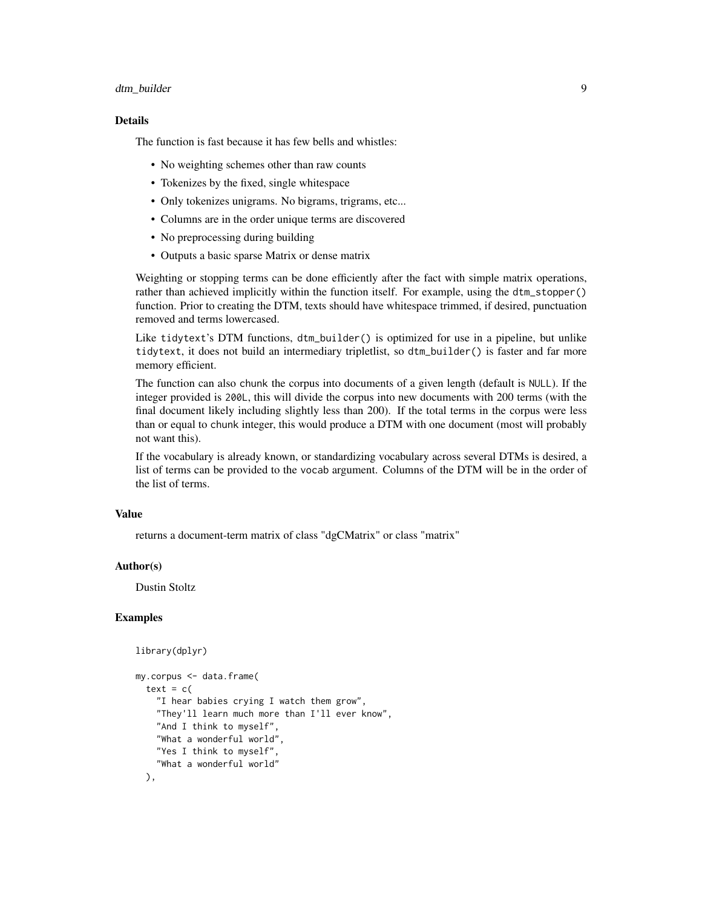### Details

The function is fast because it has few bells and whistles:

- No weighting schemes other than raw counts
- Tokenizes by the fixed, single whitespace
- Only tokenizes unigrams. No bigrams, trigrams, etc...
- Columns are in the order unique terms are discovered
- No preprocessing during building
- Outputs a basic sparse Matrix or dense matrix

Weighting or stopping terms can be done efficiently after the fact with simple matrix operations, rather than achieved implicitly within the function itself. For example, using the `dtm_stopper()` function. Prior to creating the DTM, texts should have whitespace trimmed, if desired, punctuation removed and terms lowercased.

Like `tidytext`'s DTM functions, `dtm_builder()` is optimized for use in a pipeline, but unlike `tidytext`, it does not build an intermediary tripletlist, so `dtm_builder()` is faster and far more memory efficient.

The function can also `chunk` the corpus into documents of a given length (default is `NULL`). If the integer provided is `200L`, this will divide the corpus into new documents with 200 terms (with the final document likely including slightly less than 200). If the total terms in the corpus were less than or equal to `chunk` integer, this would produce a DTM with one document (most will probably not want this).

If the vocabulary is already known, or standardizing vocabulary across several DTMs is desired, a list of terms can be provided to the `vocab` argument. Columns of the DTM will be in the order of the list of terms.

### Value

returns a document-term matrix of class "dgCMatrix" or class "matrix"

### Author(s)

Dustin Stoltz

### Examples

```
library(dplyr)

my.corpus <- data.frame(
  text = c(
    "I hear babies crying I watch them grow",
    "They'll learn much more than I'll ever know",
    "And I think to myself",
    "What a wonderful world",
    "Yes I think to myself",
    "What a wonderful world"
  ),
```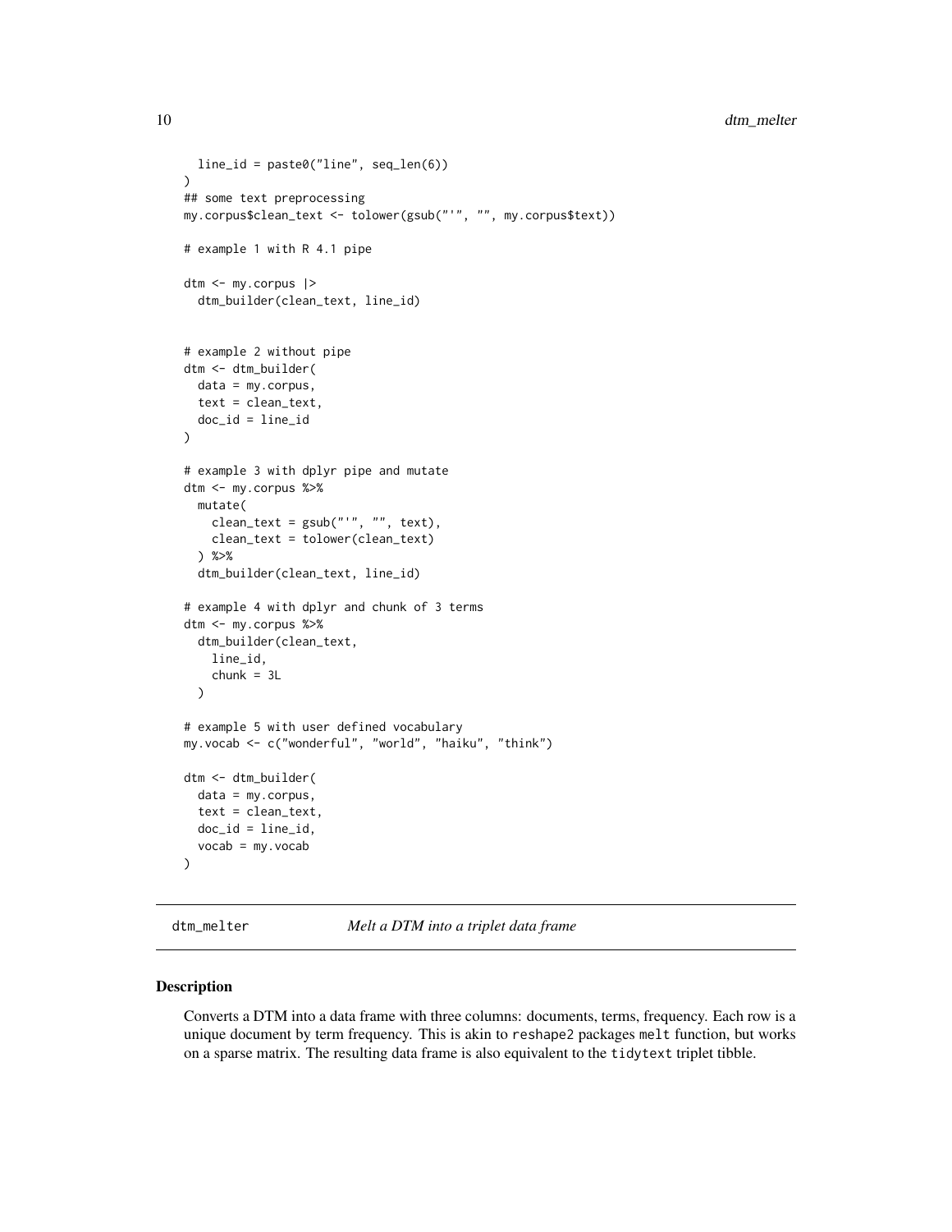```r
  line_id = paste0("line", seq_len(6))
)
## some text preprocessing
my.corpus$clean_text <- tolower(gsub("'", "", my.corpus$text))

# example 1 with R 4.1 pipe

dtm <- my.corpus |>
  dtm_builder(clean_text, line_id)


# example 2 without pipe
dtm <- dtm_builder(
  data = my.corpus,
  text = clean_text,
  doc_id = line_id
)

# example 3 with dplyr pipe and mutate
dtm <- my.corpus %>%
  mutate(
    clean_text = gsub("'", "", text),
    clean_text = tolower(clean_text)
  ) %>%
  dtm_builder(clean_text, line_id)

# example 4 with dplyr and chunk of 3 terms
dtm <- my.corpus %>%
  dtm_builder(clean_text,
    line_id,
    chunk = 3L
  )

# example 5 with user defined vocabulary
my.vocab <- c("wonderful", "world", "haiku", "think")

dtm <- dtm_builder(
  data = my.corpus,
  text = clean_text,
  doc_id = line_id,
  vocab = my.vocab
)
```

---

## dtm_melter — *Melt a DTM into a triplet data frame*

### Description

Converts a DTM into a data frame with three columns: documents, terms, frequency. Each row is a unique document by term frequency. This is akin to reshape2 packages melt function, but works on a sparse matrix. The resulting data frame is also equivalent to the tidytext triplet tibble.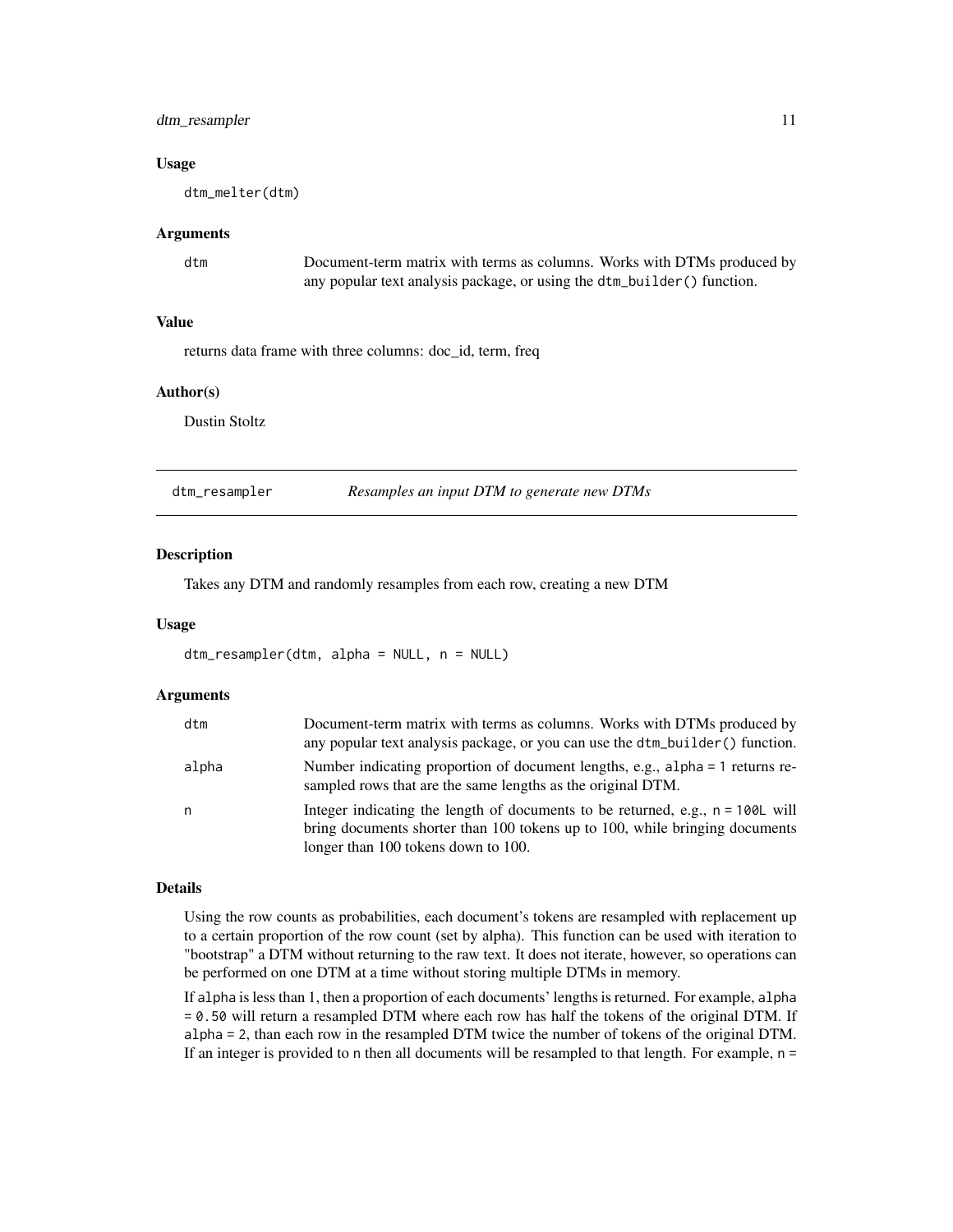### Usage

```
dtm_melter(dtm)
```

### Arguments

| | |
|---|---|
| dtm | Document-term matrix with terms as columns. Works with DTMs produced by any popular text analysis package, or using the `dtm_builder()` function. |

### Value

returns data frame with three columns: doc_id, term, freq

### Author(s)

Dustin Stoltz

---

## dtm_resampler    *Resamples an input DTM to generate new DTMs*

---

### Description

Takes any DTM and randomly resamples from each row, creating a new DTM

### Usage

```
dtm_resampler(dtm, alpha = NULL, n = NULL)
```

### Arguments

| | |
|---|---|
| dtm | Document-term matrix with terms as columns. Works with DTMs produced by any popular text analysis package, or you can use the `dtm_builder()` function. |
| alpha | Number indicating proportion of document lengths, e.g., `alpha = 1` returns resampled rows that are the same lengths as the original DTM. |
| n | Integer indicating the length of documents to be returned, e.g., `n = 100L` will bring documents shorter than 100 tokens up to 100, while bringing documents longer than 100 tokens down to 100. |

### Details

Using the row counts as probabilities, each document's tokens are resampled with replacement up to a certain proportion of the row count (set by alpha). This function can be used with iteration to "bootstrap" a DTM without returning to the raw text. It does not iterate, however, so operations can be performed on one DTM at a time without storing multiple DTMs in memory.

If `alpha` is less than 1, then a proportion of each documents' lengths is returned. For example, `alpha = 0.50` will return a resampled DTM where each row has half the tokens of the original DTM. If `alpha = 2`, than each row in the resampled DTM twice the number of tokens of the original DTM. If an integer is provided to `n` then all documents will be resampled to that length. For example, `n =`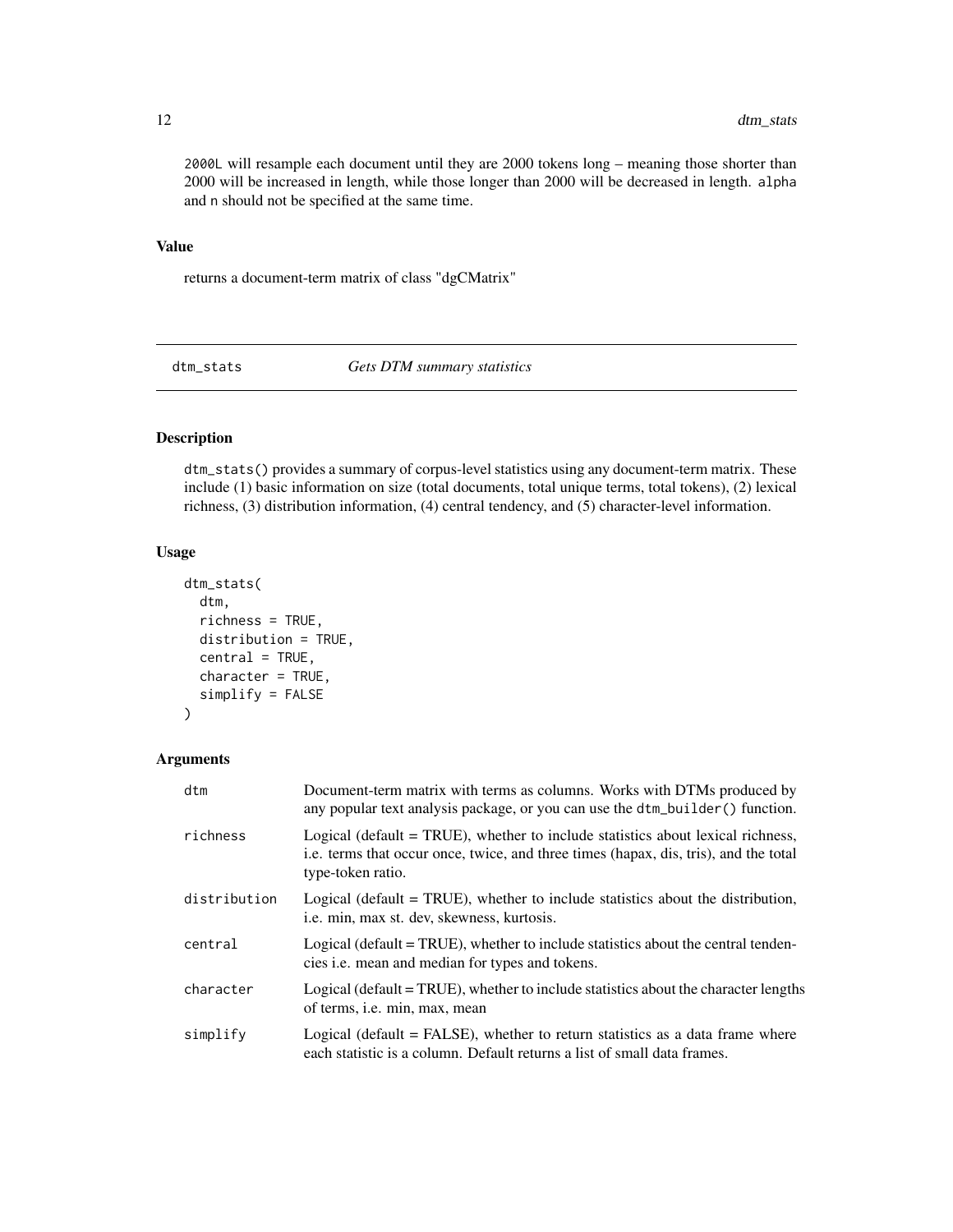`2000L` will resample each document until they are 2000 tokens long – meaning those shorter than 2000 will be increased in length, while those longer than 2000 will be decreased in length. `alpha` and `n` should not be specified at the same time.

### Value

returns a document-term matrix of class "dgCMatrix"

## dtm_stats — *Gets DTM summary statistics*

### Description

`dtm_stats()` provides a summary of corpus-level statistics using any document-term matrix. These include (1) basic information on size (total documents, total unique terms, total tokens), (2) lexical richness, (3) distribution information, (4) central tendency, and (5) character-level information.

### Usage

```
dtm_stats(
  dtm,
  richness = TRUE,
  distribution = TRUE,
  central = TRUE,
  character = TRUE,
  simplify = FALSE
)
```

### Arguments

| | |
|---|---|
| `dtm` | Document-term matrix with terms as columns. Works with DTMs produced by any popular text analysis package, or you can use the `dtm_builder()` function. |
| `richness` | Logical (default = TRUE), whether to include statistics about lexical richness, i.e. terms that occur once, twice, and three times (hapax, dis, tris), and the total type-token ratio. |
| `distribution` | Logical (default = TRUE), whether to include statistics about the distribution, i.e. min, max st. dev, skewness, kurtosis. |
| `central` | Logical (default = TRUE), whether to include statistics about the central tendencies i.e. mean and median for types and tokens. |
| `character` | Logical (default = TRUE), whether to include statistics about the character lengths of terms, i.e. min, max, mean |
| `simplify` | Logical (default = FALSE), whether to return statistics as a data frame where each statistic is a column. Default returns a list of small data frames. |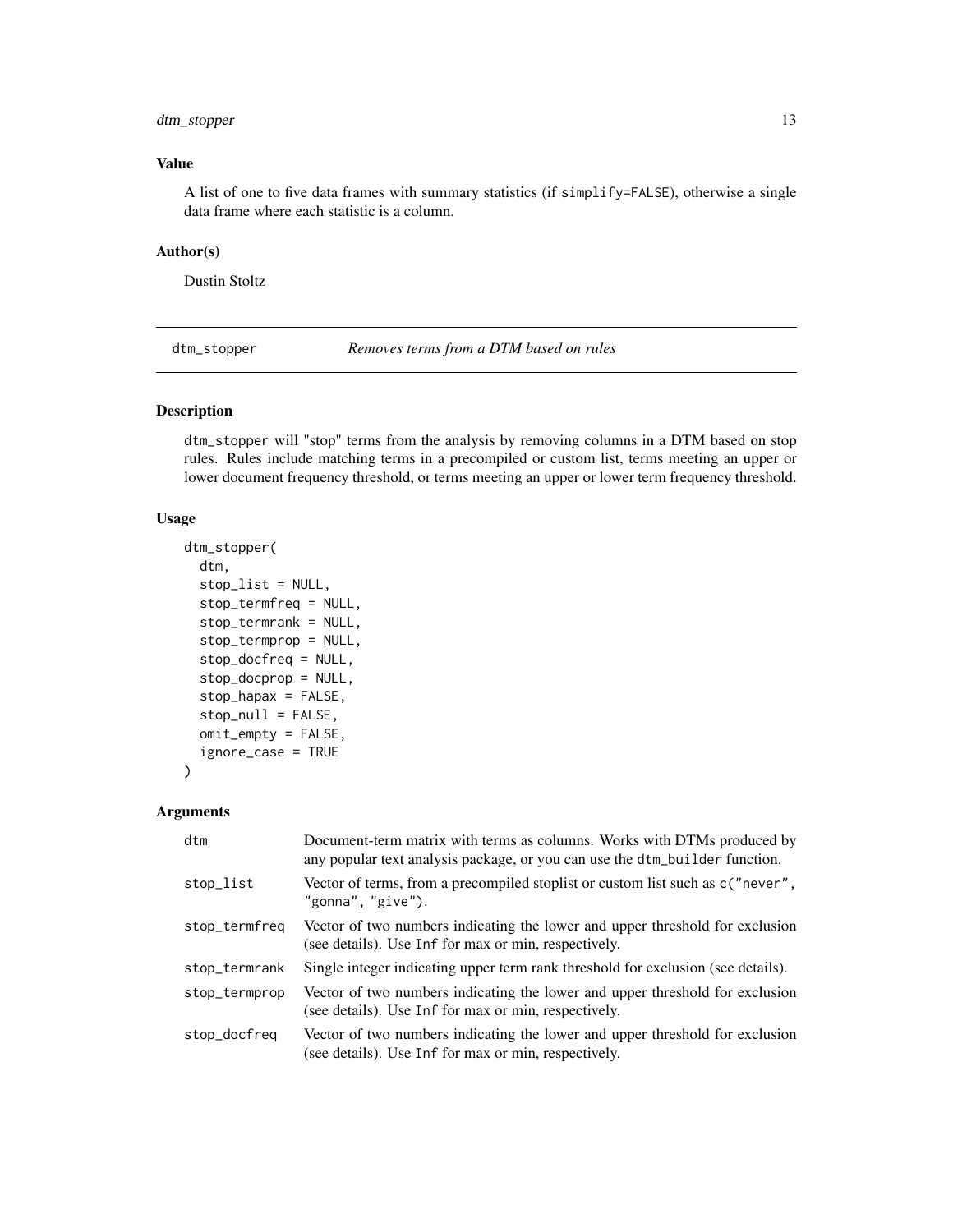### Value

A list of one to five data frames with summary statistics (if simplify=FALSE), otherwise a single data frame where each statistic is a column.

### Author(s)

Dustin Stoltz

## dtm_stopper — *Removes terms from a DTM based on rules*

### Description

dtm_stopper will "stop" terms from the analysis by removing columns in a DTM based on stop rules. Rules include matching terms in a precompiled or custom list, terms meeting an upper or lower document frequency threshold, or terms meeting an upper or lower term frequency threshold.

### Usage

```
dtm_stopper(
  dtm,
  stop_list = NULL,
  stop_termfreq = NULL,
  stop_termrank = NULL,
  stop_termprop = NULL,
  stop_docfreq = NULL,
  stop_docprop = NULL,
  stop_hapax = FALSE,
  stop_null = FALSE,
  omit_empty = FALSE,
  ignore_case = TRUE
)
```

### Arguments

| | |
|---|---|
| dtm | Document-term matrix with terms as columns. Works with DTMs produced by any popular text analysis package, or you can use the dtm_builder function. |
| stop_list | Vector of terms, from a precompiled stoplist or custom list such as c("never", "gonna", "give"). |
| stop_termfreq | Vector of two numbers indicating the lower and upper threshold for exclusion (see details). Use Inf for max or min, respectively. |
| stop_termrank | Single integer indicating upper term rank threshold for exclusion (see details). |
| stop_termprop | Vector of two numbers indicating the lower and upper threshold for exclusion (see details). Use Inf for max or min, respectively. |
| stop_docfreq | Vector of two numbers indicating the lower and upper threshold for exclusion (see details). Use Inf for max or min, respectively. |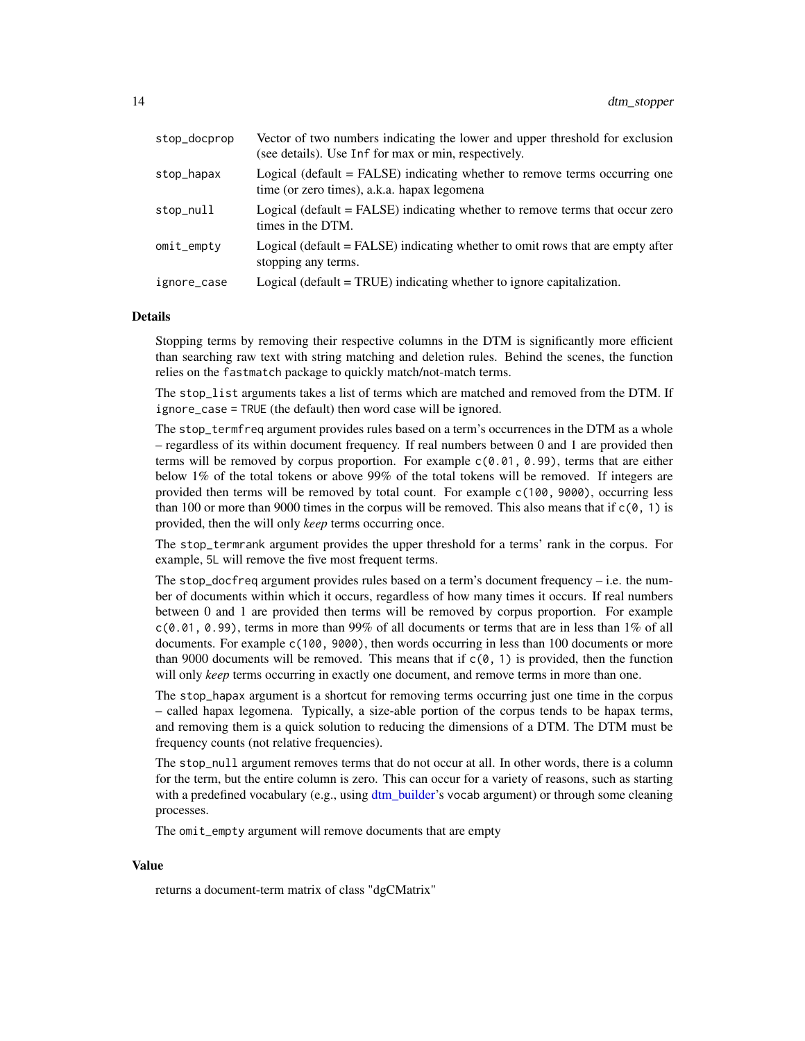| | |
|---|---|
| `stop_docprop` | Vector of two numbers indicating the lower and upper threshold for exclusion (see details). Use `Inf` for max or min, respectively. |
| `stop_hapax` | Logical (default = FALSE) indicating whether to remove terms occurring one time (or zero times), a.k.a. hapax legomena |
| `stop_null` | Logical (default = FALSE) indicating whether to remove terms that occur zero times in the DTM. |
| `omit_empty` | Logical (default = FALSE) indicating whether to omit rows that are empty after stopping any terms. |
| `ignore_case` | Logical (default = TRUE) indicating whether to ignore capitalization. |

### Details

Stopping terms by removing their respective columns in the DTM is significantly more efficient than searching raw text with string matching and deletion rules. Behind the scenes, the function relies on the `fastmatch` package to quickly match/not-match terms.

The `stop_list` arguments takes a list of terms which are matched and removed from the DTM. If `ignore_case = TRUE` (the default) then word case will be ignored.

The `stop_termfreq` argument provides rules based on a term's occurrences in the DTM as a whole – regardless of its within document frequency. If real numbers between 0 and 1 are provided then terms will be removed by corpus proportion. For example `c(0.01, 0.99)`, terms that are either below 1% of the total tokens or above 99% of the total tokens will be removed. If integers are provided then terms will be removed by total count. For example `c(100, 9000)`, occurring less than 100 or more than 9000 times in the corpus will be removed. This also means that if `c(0, 1)` is provided, then the will only *keep* terms occurring once.

The `stop_termrank` argument provides the upper threshold for a terms' rank in the corpus. For example, `5L` will remove the five most frequent terms.

The `stop_docfreq` argument provides rules based on a term's document frequency – i.e. the number of documents within which it occurs, regardless of how many times it occurs. If real numbers between 0 and 1 are provided then terms will be removed by corpus proportion. For example `c(0.01, 0.99)`, terms in more than 99% of all documents or terms that are in less than 1% of all documents. For example `c(100, 9000)`, then words occurring in less than 100 documents or more than 9000 documents will be removed. This means that if `c(0, 1)` is provided, then the function will only *keep* terms occurring in exactly one document, and remove terms in more than one.

The `stop_hapax` argument is a shortcut for removing terms occurring just one time in the corpus – called hapax legomena. Typically, a size-able portion of the corpus tends to be hapax terms, and removing them is a quick solution to reducing the dimensions of a DTM. The DTM must be frequency counts (not relative frequencies).

The `stop_null` argument removes terms that do not occur at all. In other words, there is a column for the term, but the entire column is zero. This can occur for a variety of reasons, such as starting with a predefined vocabulary (e.g., using dtm_builder's `vocab` argument) or through some cleaning processes.

The `omit_empty` argument will remove documents that are empty

### Value

returns a document-term matrix of class "dgCMatrix"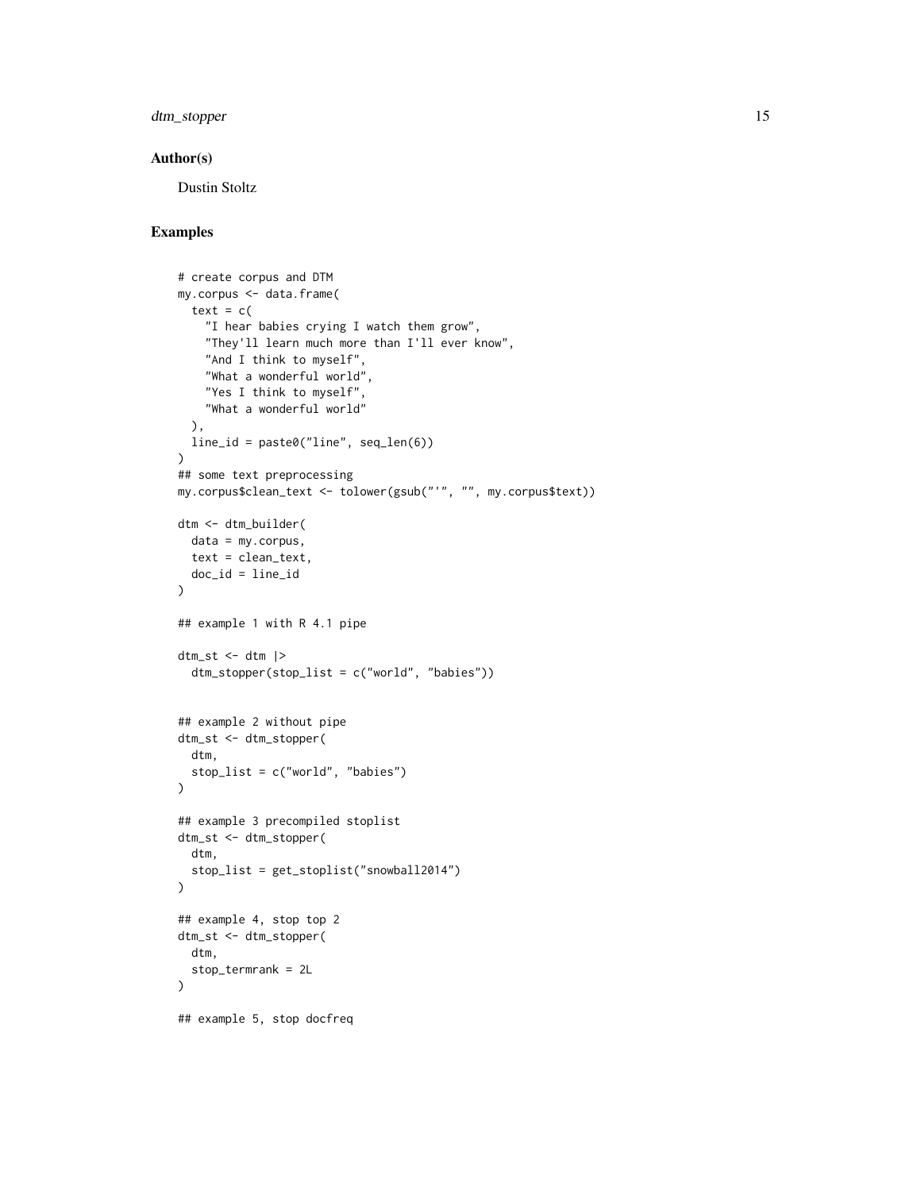## Author(s)

Dustin Stoltz

## Examples

```
# create corpus and DTM
my.corpus <- data.frame(
  text = c(
    "I hear babies crying I watch them grow",
    "They'll learn much more than I'll ever know",
    "And I think to myself",
    "What a wonderful world",
    "Yes I think to myself",
    "What a wonderful world"
  ),
  line_id = paste0("line", seq_len(6))
)
## some text preprocessing
my.corpus$clean_text <- tolower(gsub("'", "", my.corpus$text))

dtm <- dtm_builder(
  data = my.corpus,
  text = clean_text,
  doc_id = line_id
)

## example 1 with R 4.1 pipe

dtm_st <- dtm |>
  dtm_stopper(stop_list = c("world", "babies"))


## example 2 without pipe
dtm_st <- dtm_stopper(
  dtm,
  stop_list = c("world", "babies")
)

## example 3 precompiled stoplist
dtm_st <- dtm_stopper(
  dtm,
  stop_list = get_stoplist("snowball2014")
)

## example 4, stop top 2
dtm_st <- dtm_stopper(
  dtm,
  stop_termrank = 2L
)

## example 5, stop docfreq
```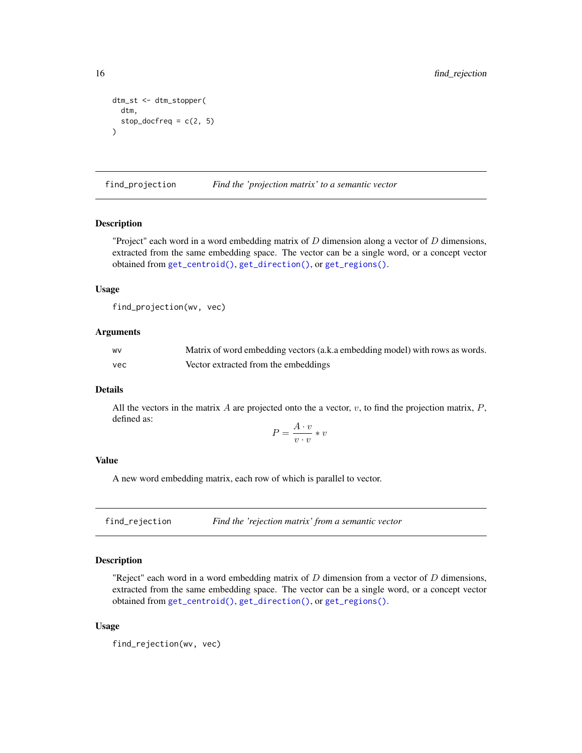```
dtm_st <- dtm_stopper(
  dtm,
  stop_docfreq = c(2, 5)
)
```

## find_projection — *Find the 'projection matrix' to a semantic vector*

### Description

"Project" each word in a word embedding matrix of $D$ dimension along a vector of $D$ dimensions, extracted from the same embedding space. The vector can be a single word, or a concept vector obtained from `get_centroid()`, `get_direction()`, or `get_regions()`.

### Usage

```
find_projection(wv, vec)
```

### Arguments

| | |
|---|---|
| `wv` | Matrix of word embedding vectors (a.k.a embedding model) with rows as words. |
| `vec` | Vector extracted from the embeddings |

### Details

All the vectors in the matrix $A$ are projected onto the a vector, $v$, to find the projection matrix, $P$, defined as:

$$P = \frac{A \cdot v}{v \cdot v} * v$$

### Value

A new word embedding matrix, each row of which is parallel to vector.

## find_rejection — *Find the 'rejection matrix' from a semantic vector*

### Description

"Reject" each word in a word embedding matrix of $D$ dimension from a vector of $D$ dimensions, extracted from the same embedding space. The vector can be a single word, or a concept vector obtained from `get_centroid()`, `get_direction()`, or `get_regions()`.

### Usage

```
find_rejection(wv, vec)
```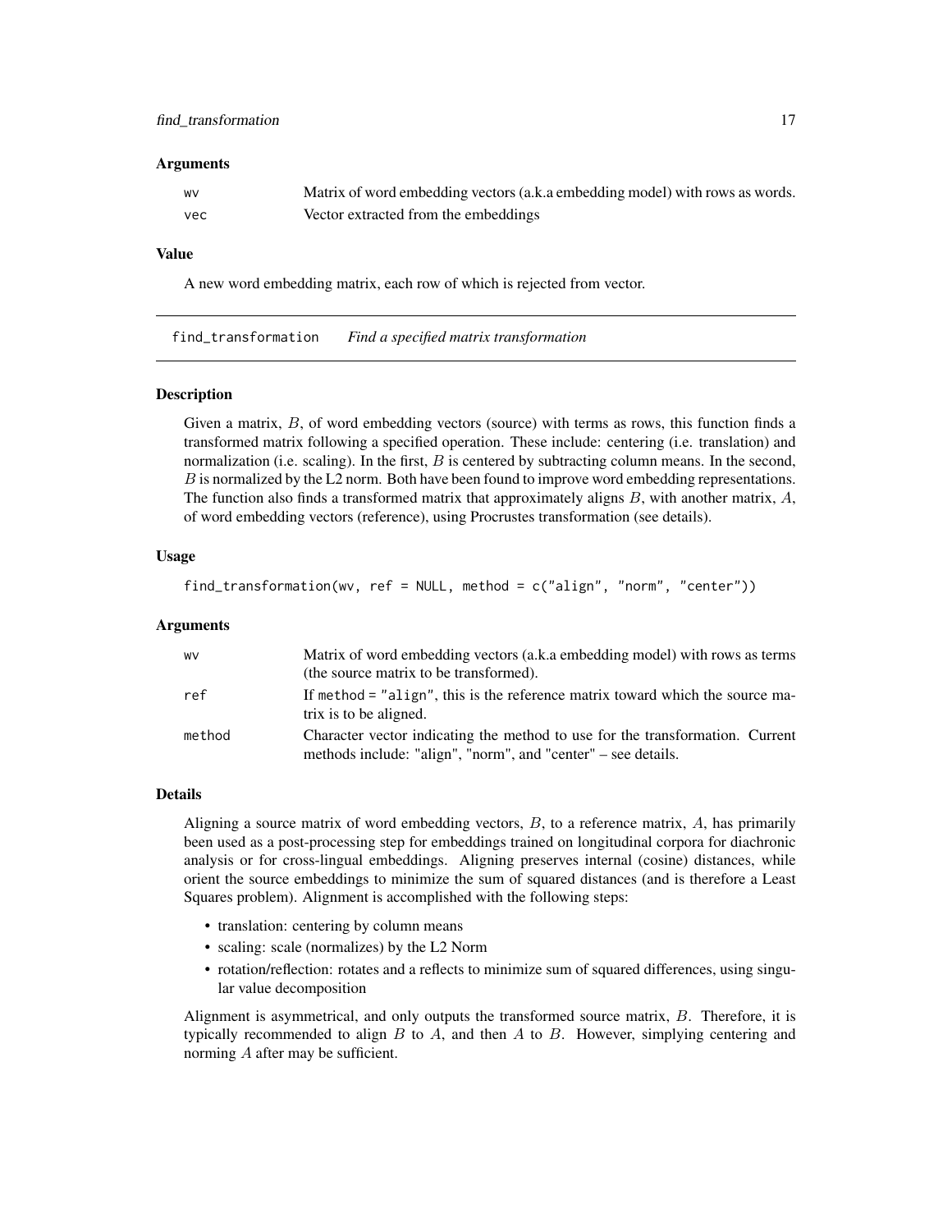### Arguments

| | |
|---|---|
| wv | Matrix of word embedding vectors (a.k.a embedding model) with rows as words. |
| vec | Vector extracted from the embeddings |

### Value

A new word embedding matrix, each row of which is rejected from vector.

---

## find_transformation *Find a specified matrix transformation*

### Description

Given a matrix, $B$, of word embedding vectors (source) with terms as rows, this function finds a transformed matrix following a specified operation. These include: centering (i.e. translation) and normalization (i.e. scaling). In the first, $B$ is centered by subtracting column means. In the second, $B$ is normalized by the L2 norm. Both have been found to improve word embedding representations. The function also finds a transformed matrix that approximately aligns $B$, with another matrix, $A$, of word embedding vectors (reference), using Procrustes transformation (see details).

### Usage

```
find_transformation(wv, ref = NULL, method = c("align", "norm", "center"))
```

### Arguments

| | |
|---|---|
| wv | Matrix of word embedding vectors (a.k.a embedding model) with rows as terms (the source matrix to be transformed). |
| ref | If `method = "align"`, this is the reference matrix toward which the source matrix is to be aligned. |
| method | Character vector indicating the method to use for the transformation. Current methods include: "align", "norm", and "center" – see details. |

### Details

Aligning a source matrix of word embedding vectors, $B$, to a reference matrix, $A$, has primarily been used as a post-processing step for embeddings trained on longitudinal corpora for diachronic analysis or for cross-lingual embeddings. Aligning preserves internal (cosine) distances, while orient the source embeddings to minimize the sum of squared distances (and is therefore a Least Squares problem). Alignment is accomplished with the following steps:

- translation: centering by column means
- scaling: scale (normalizes) by the L2 Norm
- rotation/reflection: rotates and a reflects to minimize sum of squared differences, using singular value decomposition

Alignment is asymmetrical, and only outputs the transformed source matrix, $B$. Therefore, it is typically recommended to align $B$ to $A$, and then $A$ to $B$. However, simplying centering and norming $A$ after may be sufficient.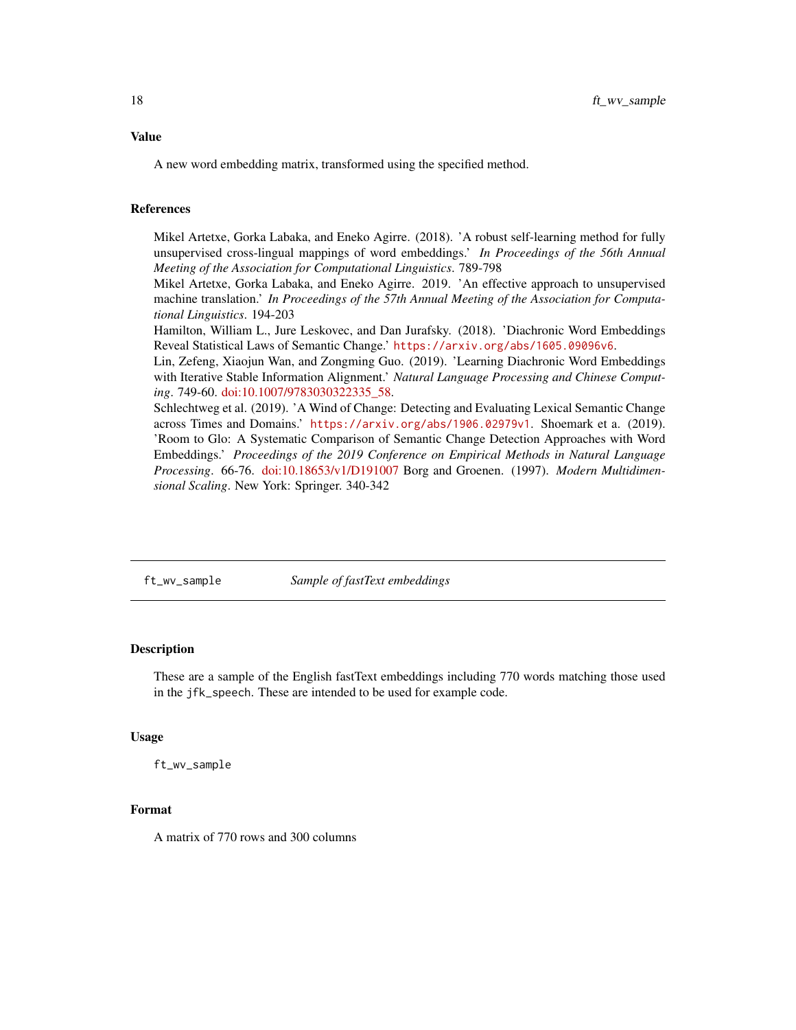## Value

A new word embedding matrix, transformed using the specified method.

## References

Mikel Artetxe, Gorka Labaka, and Eneko Agirre. (2018). 'A robust self-learning method for fully unsupervised cross-lingual mappings of word embeddings.' *In Proceedings of the 56th Annual Meeting of the Association for Computational Linguistics*. 789-798

Mikel Artetxe, Gorka Labaka, and Eneko Agirre. 2019. 'An effective approach to unsupervised machine translation.' *In Proceedings of the 57th Annual Meeting of the Association for Computational Linguistics*. 194-203

Hamilton, William L., Jure Leskovec, and Dan Jurafsky. (2018). 'Diachronic Word Embeddings Reveal Statistical Laws of Semantic Change.' `https://arxiv.org/abs/1605.09096v6`.

Lin, Zefeng, Xiaojun Wan, and Zongming Guo. (2019). 'Learning Diachronic Word Embeddings with Iterative Stable Information Alignment.' *Natural Language Processing and Chinese Computing*. 749-60. doi:10.1007/9783030322335_58.

Schlechtweg et al. (2019). 'A Wind of Change: Detecting and Evaluating Lexical Semantic Change across Times and Domains.' `https://arxiv.org/abs/1906.02979v1`. Shoemark et a. (2019). 'Room to Glo: A Systematic Comparison of Semantic Change Detection Approaches with Word Embeddings.' *Proceedings of the 2019 Conference on Empirical Methods in Natural Language Processing*. 66-76. doi:10.18653/v1/D191007 Borg and Groenen. (1997). *Modern Multidimensional Scaling*. New York: Springer. 340-342

---

# ft_wv_sample — *Sample of fastText embeddings*

## Description

These are a sample of the English fastText embeddings including 770 words matching those used in the `jfk_speech`. These are intended to be used for example code.

## Usage

```
ft_wv_sample
```

## Format

A matrix of 770 rows and 300 columns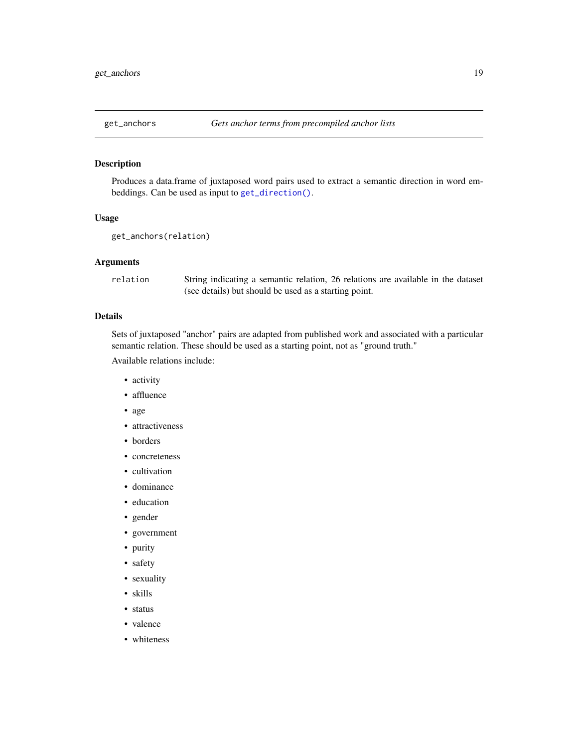## get_anchors — *Gets anchor terms from precompiled anchor lists*

### Description

Produces a data.frame of juxtaposed word pairs used to extract a semantic direction in word embeddings. Can be used as input to `get_direction()`.

### Usage

```
get_anchors(relation)
```

### Arguments

| | |
|---|---|
| `relation` | String indicating a semantic relation, 26 relations are available in the dataset (see details) but should be used as a starting point. |

### Details

Sets of juxtaposed "anchor" pairs are adapted from published work and associated with a particular semantic relation. These should be used as a starting point, not as "ground truth."

Available relations include:

- activity
- affluence
- age
- attractiveness
- borders
- concreteness
- cultivation
- dominance
- education
- gender
- government
- purity
- safety
- sexuality
- skills
- status
- valence
- whiteness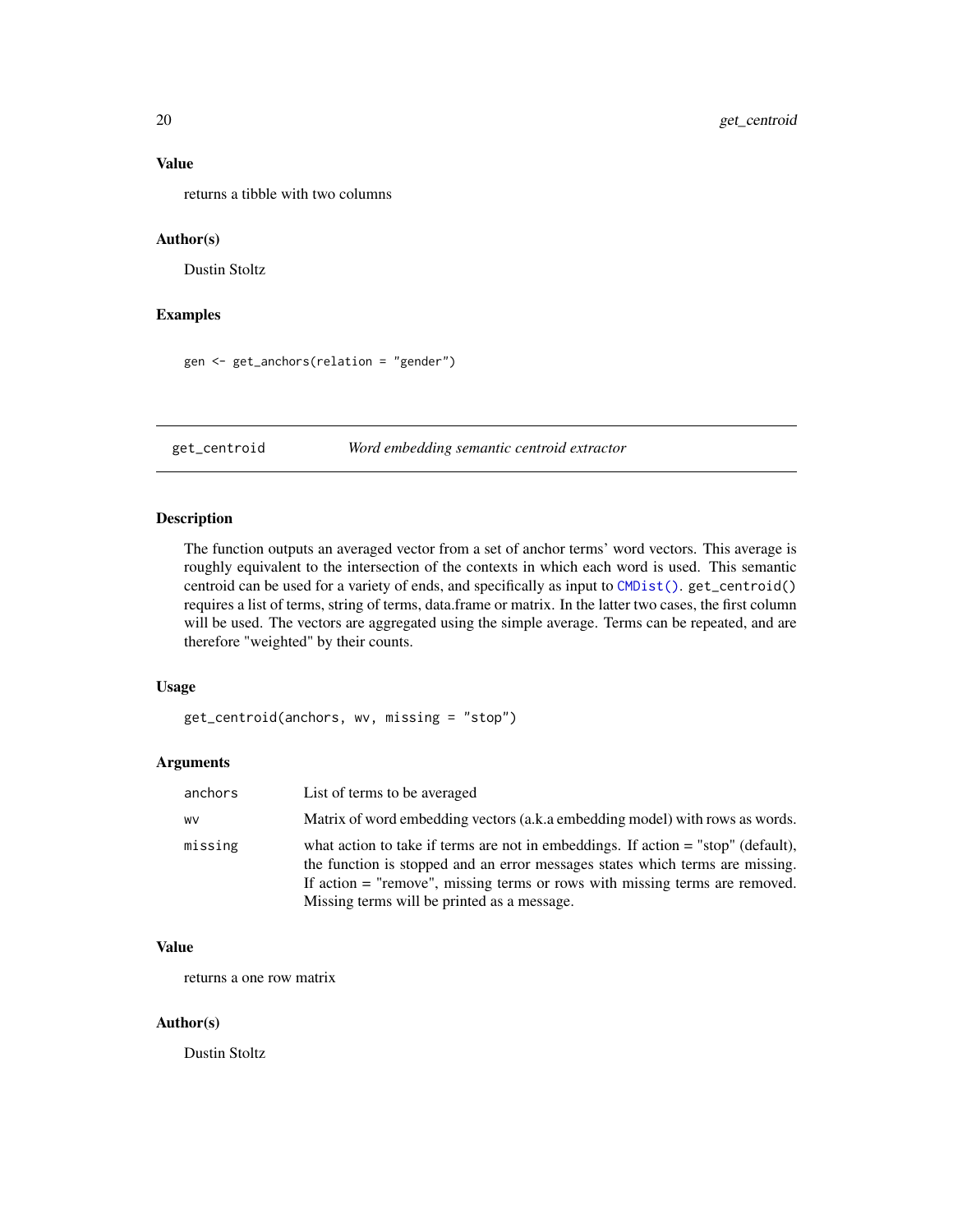### Value

returns a tibble with two columns

### Author(s)

Dustin Stoltz

### Examples

```
gen <- get_anchors(relation = "gender")
```

---

## get_centroid — *Word embedding semantic centroid extractor*

### Description

The function outputs an averaged vector from a set of anchor terms' word vectors. This average is roughly equivalent to the intersection of the contexts in which each word is used. This semantic centroid can be used for a variety of ends, and specifically as input to `CMDist()`. `get_centroid()` requires a list of terms, string of terms, data.frame or matrix. In the latter two cases, the first column will be used. The vectors are aggregated using the simple average. Terms can be repeated, and are therefore "weighted" by their counts.

### Usage

```
get_centroid(anchors, wv, missing = "stop")
```

### Arguments

| | |
|---|---|
| `anchors` | List of terms to be averaged |
| `wv` | Matrix of word embedding vectors (a.k.a embedding model) with rows as words. |
| `missing` | what action to take if terms are not in embeddings. If action = "stop" (default), the function is stopped and an error messages states which terms are missing. If action = "remove", missing terms or rows with missing terms are removed. Missing terms will be printed as a message. |

### Value

returns a one row matrix

### Author(s)

Dustin Stoltz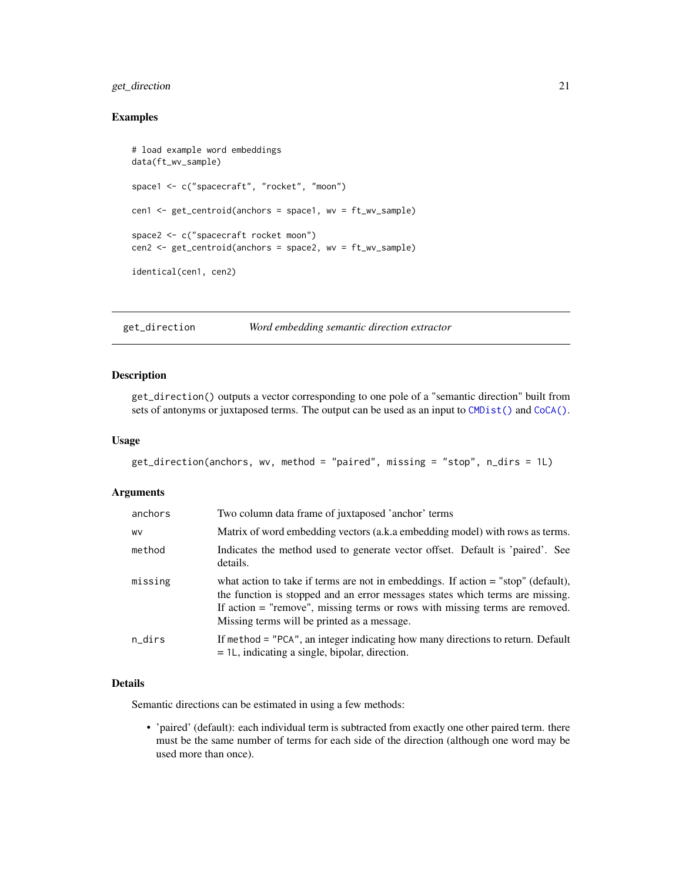## Examples

```
# load example word embeddings
data(ft_wv_sample)

space1 <- c("spacecraft", "rocket", "moon")

cen1 <- get_centroid(anchors = space1, wv = ft_wv_sample)

space2 <- c("spacecraft rocket moon")
cen2 <- get_centroid(anchors = space2, wv = ft_wv_sample)

identical(cen1, cen2)
```

---

# get_direction *Word embedding semantic direction extractor*

---

## Description

get_direction() outputs a vector corresponding to one pole of a "semantic direction" built from sets of antonyms or juxtaposed terms. The output can be used as an input to CMDist() and CoCA().

## Usage

```
get_direction(anchors, wv, method = "paired", missing = "stop", n_dirs = 1L)
```

## Arguments

| | |
|---|---|
| anchors | Two column data frame of juxtaposed 'anchor' terms |
| wv | Matrix of word embedding vectors (a.k.a embedding model) with rows as terms. |
| method | Indicates the method used to generate vector offset. Default is 'paired'. See details. |
| missing | what action to take if terms are not in embeddings. If action = "stop" (default), the function is stopped and an error messages states which terms are missing. If action = "remove", missing terms or rows with missing terms are removed. Missing terms will be printed as a message. |
| n_dirs | If method = "PCA", an integer indicating how many directions to return. Default = 1L, indicating a single, bipolar, direction. |

## Details

Semantic directions can be estimated in using a few methods:

- 'paired' (default): each individual term is subtracted from exactly one other paired term. there must be the same number of terms for each side of the direction (although one word may be used more than once).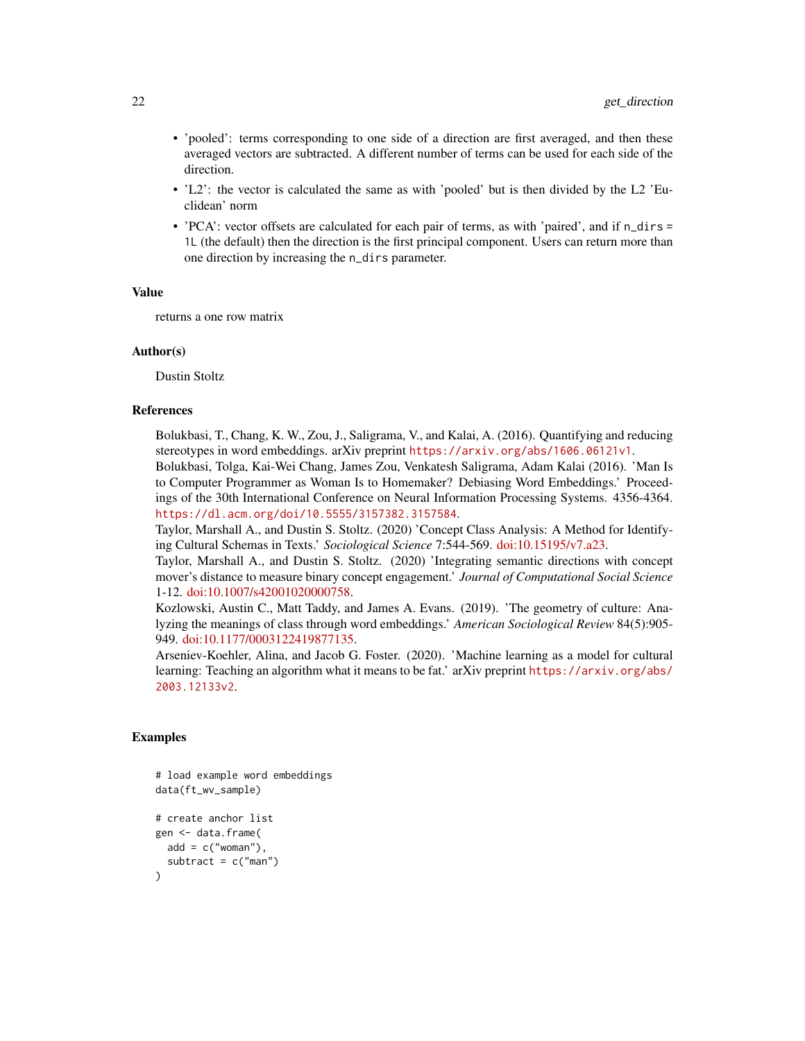- 'pooled': terms corresponding to one side of a direction are first averaged, and then these averaged vectors are subtracted. A different number of terms can be used for each side of the direction.
- 'L2': the vector is calculated the same as with 'pooled' but is then divided by the L2 'Euclidean' norm
- 'PCA': vector offsets are calculated for each pair of terms, as with 'paired', and if `n_dirs = 1L` (the default) then the direction is the first principal component. Users can return more than one direction by increasing the `n_dirs` parameter.

### Value

returns a one row matrix

### Author(s)

Dustin Stoltz

### References

Bolukbasi, T., Chang, K. W., Zou, J., Saligrama, V., and Kalai, A. (2016). Quantifying and reducing stereotypes in word embeddings. arXiv preprint https://arxiv.org/abs/1606.06121v1.

Bolukbasi, Tolga, Kai-Wei Chang, James Zou, Venkatesh Saligrama, Adam Kalai (2016). 'Man Is to Computer Programmer as Woman Is to Homemaker? Debiasing Word Embeddings.' Proceedings of the 30th International Conference on Neural Information Processing Systems. 4356-4364. https://dl.acm.org/doi/10.5555/3157382.3157584.

Taylor, Marshall A., and Dustin S. Stoltz. (2020) 'Concept Class Analysis: A Method for Identifying Cultural Schemas in Texts.' *Sociological Science* 7:544-569. doi:10.15195/v7.a23.

Taylor, Marshall A., and Dustin S. Stoltz. (2020) 'Integrating semantic directions with concept mover's distance to measure binary concept engagement.' *Journal of Computational Social Science* 1-12. doi:10.1007/s42001020000758.

Kozlowski, Austin C., Matt Taddy, and James A. Evans. (2019). 'The geometry of culture: Analyzing the meanings of class through word embeddings.' *American Sociological Review* 84(5):905-949. doi:10.1177/0003122419877135.

Arseniev-Koehler, Alina, and Jacob G. Foster. (2020). 'Machine learning as a model for cultural learning: Teaching an algorithm what it means to be fat.' arXiv preprint https://arxiv.org/abs/2003.12133v2.

### Examples

```
# load example word embeddings
data(ft_wv_sample)

# create anchor list
gen <- data.frame(
  add = c("woman"),
  subtract = c("man")
)
```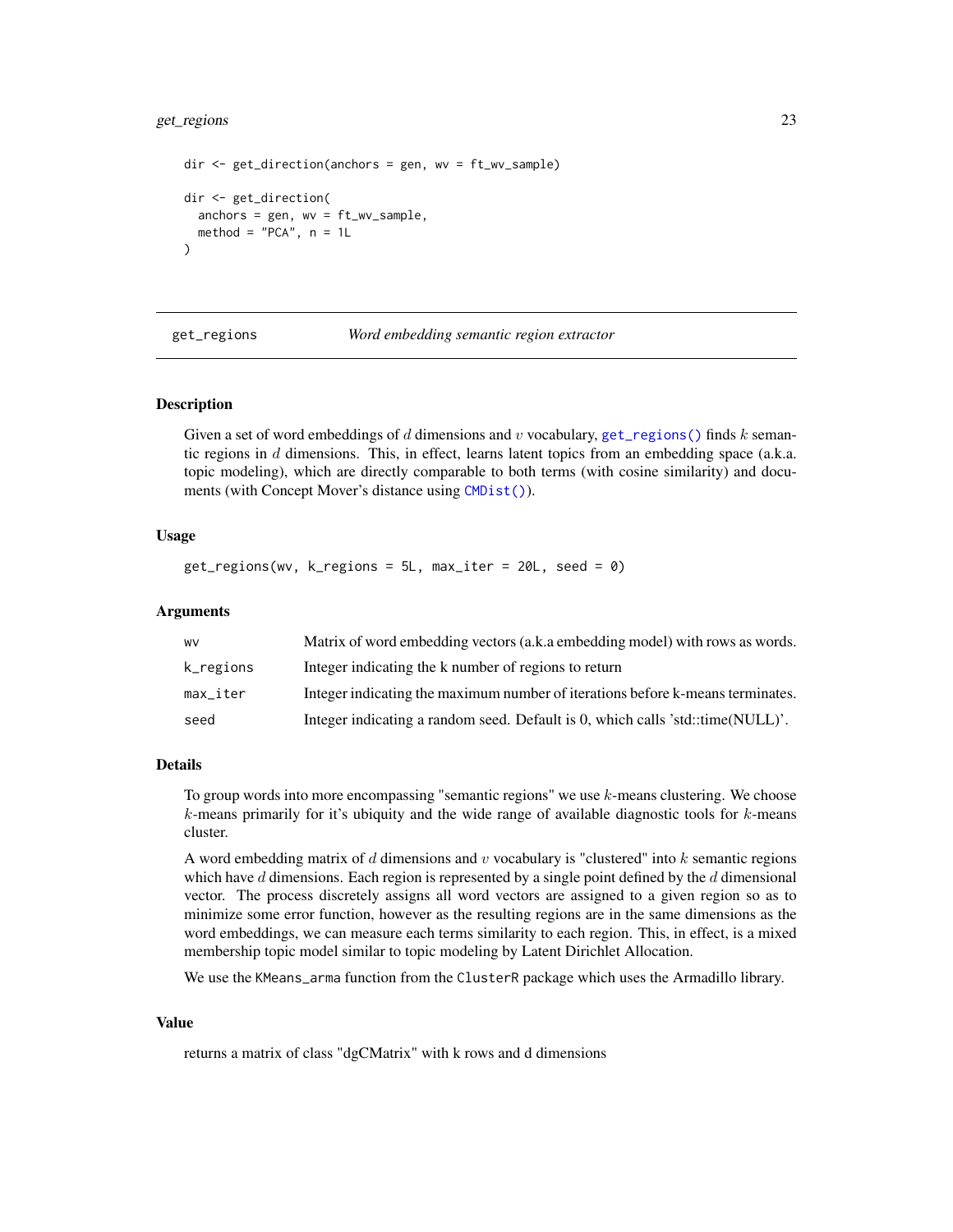```
dir <- get_direction(anchors = gen, wv = ft_wv_sample)

dir <- get_direction(
  anchors = gen, wv = ft_wv_sample,
  method = "PCA", n = 1L
)
```

---

## get_regions — *Word embedding semantic region extractor*

### Description

Given a set of word embeddings of $d$ dimensions and $v$ vocabulary, `get_regions()` finds $k$ semantic regions in $d$ dimensions. This, in effect, learns latent topics from an embedding space (a.k.a. topic modeling), which are directly comparable to both terms (with cosine similarity) and documents (with Concept Mover's distance using `CMDist()`).

### Usage

```
get_regions(wv, k_regions = 5L, max_iter = 20L, seed = 0)
```

### Arguments

| | |
|---|---|
| `wv` | Matrix of word embedding vectors (a.k.a embedding model) with rows as words. |
| `k_regions` | Integer indicating the k number of regions to return |
| `max_iter` | Integer indicating the maximum number of iterations before k-means terminates. |
| `seed` | Integer indicating a random seed. Default is 0, which calls 'std::time(NULL)'. |

### Details

To group words into more encompassing "semantic regions" we use $k$-means clustering. We choose $k$-means primarily for it's ubiquity and the wide range of available diagnostic tools for $k$-means cluster.

A word embedding matrix of $d$ dimensions and $v$ vocabulary is "clustered" into $k$ semantic regions which have $d$ dimensions. Each region is represented by a single point defined by the $d$ dimensional vector. The process discretely assigns all word vectors are assigned to a given region so as to minimize some error function, however as the resulting regions are in the same dimensions as the word embeddings, we can measure each terms similarity to each region. This, in effect, is a mixed membership topic model similar to topic modeling by Latent Dirichlet Allocation.

We use the `KMeans_arma` function from the `ClusterR` package which uses the Armadillo library.

### Value

returns a matrix of class "dgCMatrix" with k rows and d dimensions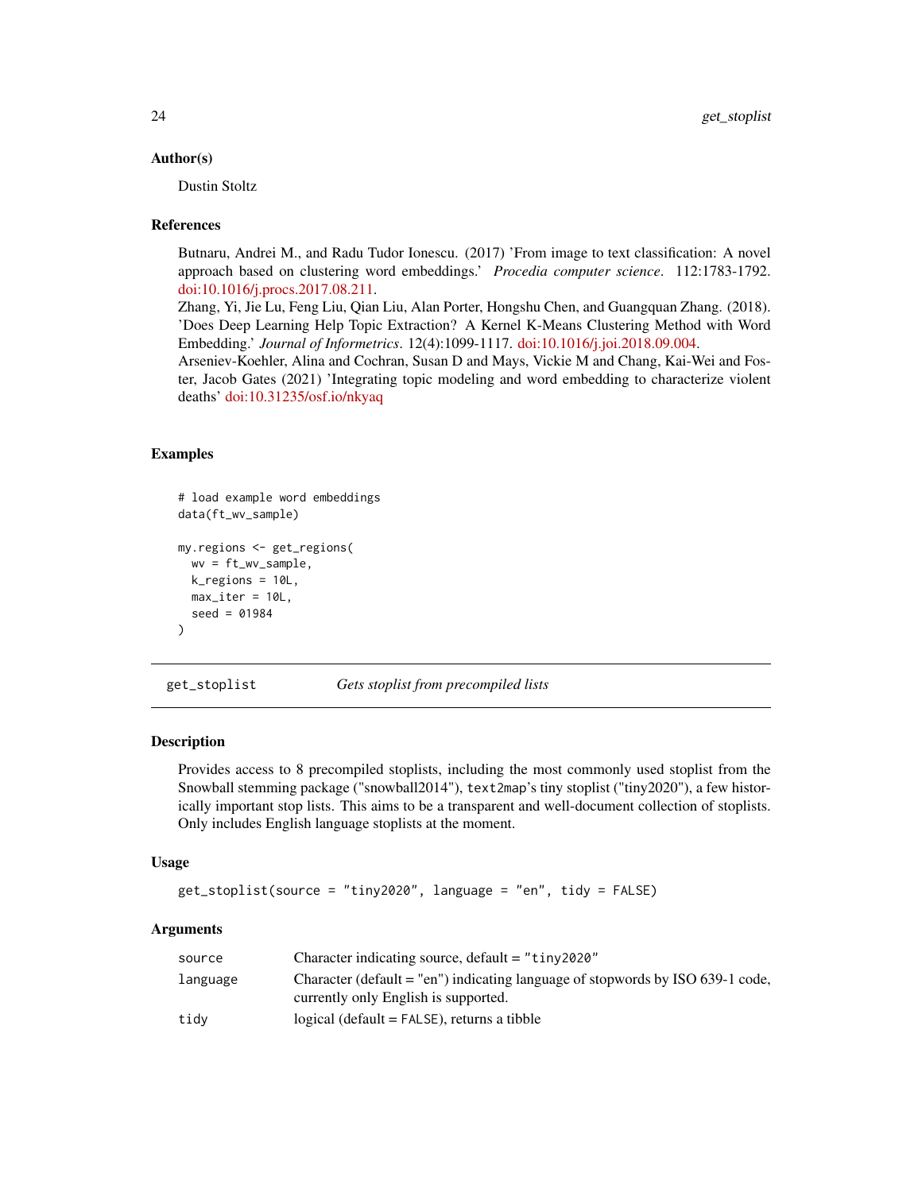### Author(s)

Dustin Stoltz

### References

Butnaru, Andrei M., and Radu Tudor Ionescu. (2017) 'From image to text classification: A novel approach based on clustering word embeddings.' *Procedia computer science*. 112:1783-1792. doi:10.1016/j.procs.2017.08.211.
Zhang, Yi, Jie Lu, Feng Liu, Qian Liu, Alan Porter, Hongshu Chen, and Guangquan Zhang. (2018). 'Does Deep Learning Help Topic Extraction? A Kernel K-Means Clustering Method with Word Embedding.' *Journal of Informetrics*. 12(4):1099-1117. doi:10.1016/j.joi.2018.09.004.
Arseniev-Koehler, Alina and Cochran, Susan D and Mays, Vickie M and Chang, Kai-Wei and Foster, Jacob Gates (2021) 'Integrating topic modeling and word embedding to characterize violent deaths' doi:10.31235/osf.io/nkyaq

### Examples

```
# load example word embeddings
data(ft_wv_sample)

my.regions <- get_regions(
  wv = ft_wv_sample,
  k_regions = 10L,
  max_iter = 10L,
  seed = 01984
)
```

---

## get_stoplist *Gets stoplist from precompiled lists*

### Description

Provides access to 8 precompiled stoplists, including the most commonly used stoplist from the Snowball stemming package ("snowball2014"), `text2map`'s tiny stoplist ("tiny2020"), a few historically important stop lists. This aims to be a transparent and well-document collection of stoplists. Only includes English language stoplists at the moment.

### Usage

```
get_stoplist(source = "tiny2020", language = "en", tidy = FALSE)
```

### Arguments

| | |
|---|---|
| source | Character indicating source, default = `"tiny2020"` |
| language | Character (default = "en") indicating language of stopwords by ISO 639-1 code, currently only English is supported. |
| tidy | logical (default = `FALSE`), returns a tibble |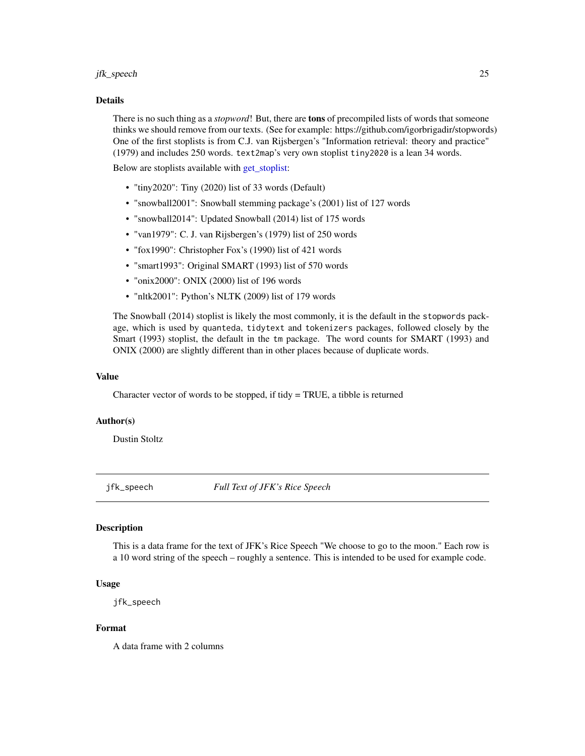### Details

There is no such thing as a *stopword*! But, there are **tons** of precompiled lists of words that someone thinks we should remove from our texts. (See for example: https://github.com/igorbrigadir/stopwords) One of the first stoplists is from C.J. van Rijsbergen's "Information retrieval: theory and practice" (1979) and includes 250 words. `text2map`'s very own stoplist `tiny2020` is a lean 34 words.

Below are stoplists available with get_stoplist:

- "tiny2020": Tiny (2020) list of 33 words (Default)
- "snowball2001": Snowball stemming package's (2001) list of 127 words
- "snowball2014": Updated Snowball (2014) list of 175 words
- "van1979": C. J. van Rijsbergen's (1979) list of 250 words
- "fox1990": Christopher Fox's (1990) list of 421 words
- "smart1993": Original SMART (1993) list of 570 words
- "onix2000": ONIX (2000) list of 196 words
- "nltk2001": Python's NLTK (2009) list of 179 words

The Snowball (2014) stoplist is likely the most commonly, it is the default in the `stopwords` package, which is used by `quanteda`, `tidytext` and `tokenizers` packages, followed closely by the Smart (1993) stoplist, the default in the `tm` package. The word counts for SMART (1993) and ONIX (2000) are slightly different than in other places because of duplicate words.

### Value

Character vector of words to be stopped, if tidy = TRUE, a tibble is returned

### Author(s)

Dustin Stoltz

---

## jfk_speech — *Full Text of JFK's Rice Speech*

### Description

This is a data frame for the text of JFK's Rice Speech "We choose to go to the moon." Each row is a 10 word string of the speech – roughly a sentence. This is intended to be used for example code.

### Usage

```
jfk_speech
```

### Format

A data frame with 2 columns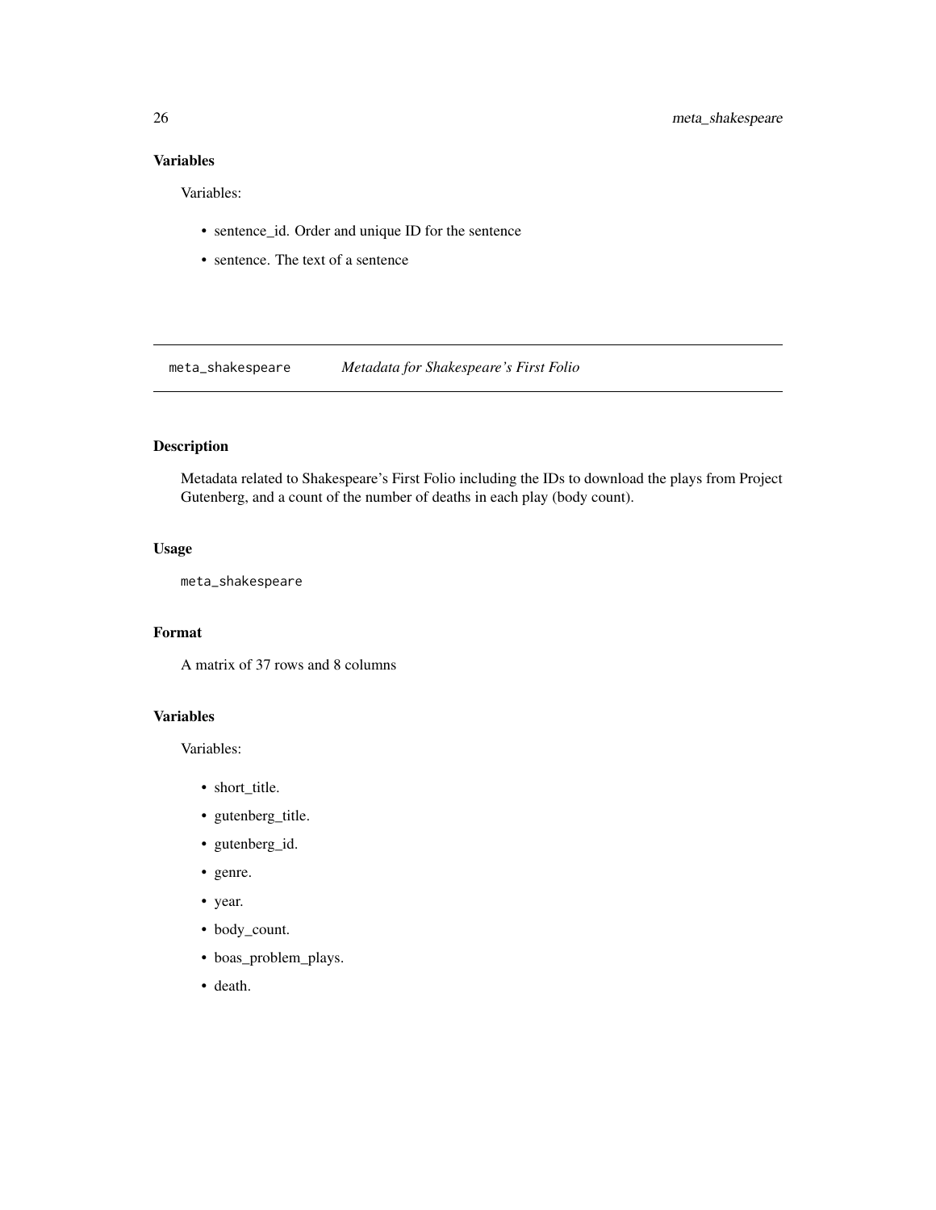### Variables

Variables:

- sentence_id. Order and unique ID for the sentence
- sentence. The text of a sentence

---

## meta_shakespeare *Metadata for Shakespeare's First Folio*

### Description

Metadata related to Shakespeare's First Folio including the IDs to download the plays from Project Gutenberg, and a count of the number of deaths in each play (body count).

### Usage

```
meta_shakespeare
```

### Format

A matrix of 37 rows and 8 columns

### Variables

Variables:

- short_title.
- gutenberg_title.
- gutenberg_id.
- genre.
- year.
- body_count.
- boas_problem_plays.
- death.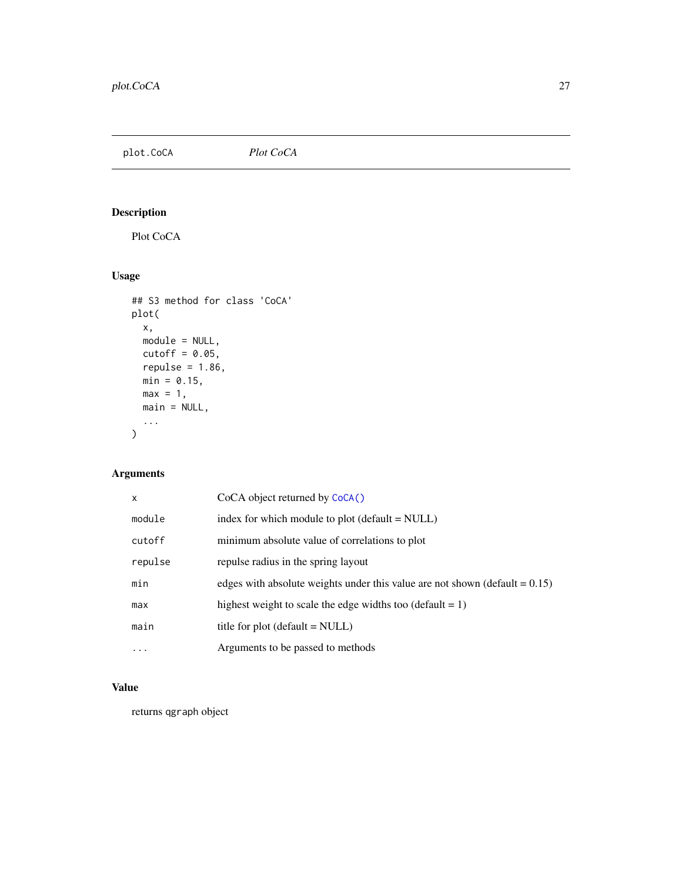# plot.CoCA — *Plot CoCA*

## Description

Plot CoCA

## Usage

```
## S3 method for class 'CoCA'
plot(
  x,
  module = NULL,
  cutoff = 0.05,
  repulse = 1.86,
  min = 0.15,
  max = 1,
  main = NULL,
  ...
)
```

## Arguments

| | |
|---|---|
| `x` | CoCA object returned by `CoCA()` |
| `module` | index for which module to plot (default = NULL) |
| `cutoff` | minimum absolute value of correlations to plot |
| `repulse` | repulse radius in the spring layout |
| `min` | edges with absolute weights under this value are not shown (default = 0.15) |
| `max` | highest weight to scale the edge widths too (default = 1) |
| `main` | title for plot (default = NULL) |
| `...` | Arguments to be passed to methods |

## Value

returns qgraph object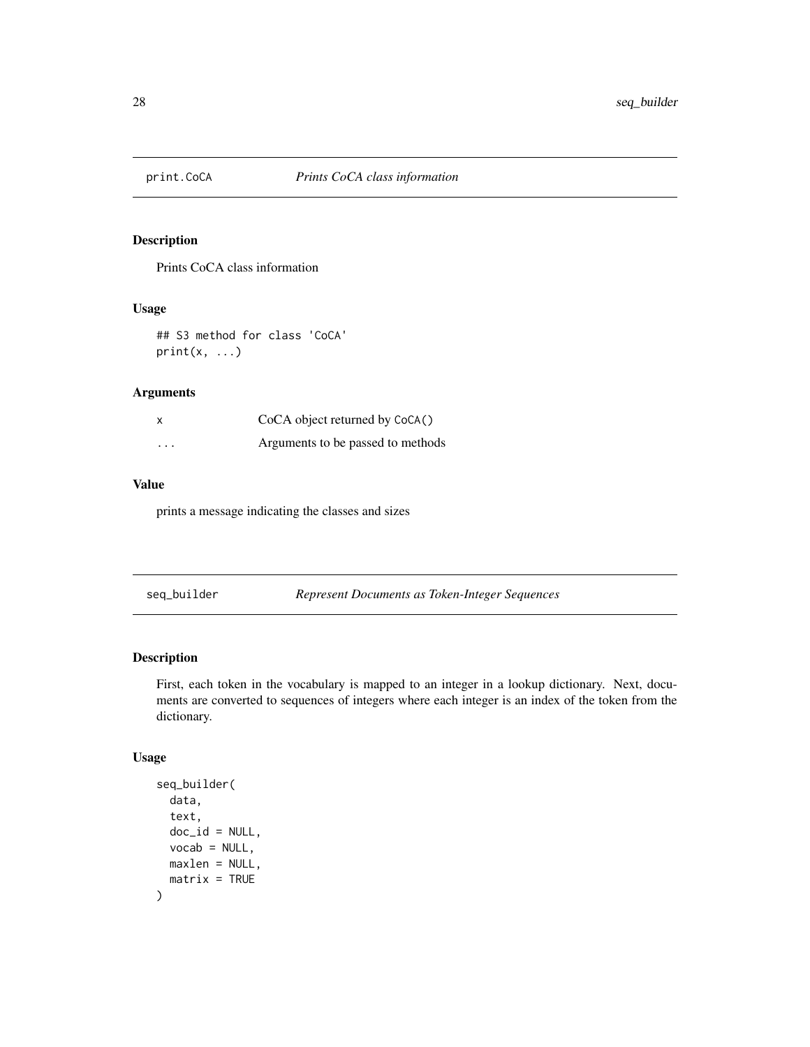## print.CoCA — *Prints CoCA class information*

### Description

Prints CoCA class information

### Usage

```
## S3 method for class 'CoCA'
print(x, ...)
```

### Arguments

| | |
|---|---|
| x | CoCA object returned by `CoCA()` |
| ... | Arguments to be passed to methods |

### Value

prints a message indicating the classes and sizes

## seq_builder — *Represent Documents as Token-Integer Sequences*

### Description

First, each token in the vocabulary is mapped to an integer in a lookup dictionary. Next, documents are converted to sequences of integers where each integer is an index of the token from the dictionary.

### Usage

```
seq_builder(
  data,
  text,
  doc_id = NULL,
  vocab = NULL,
  maxlen = NULL,
  matrix = TRUE
)
```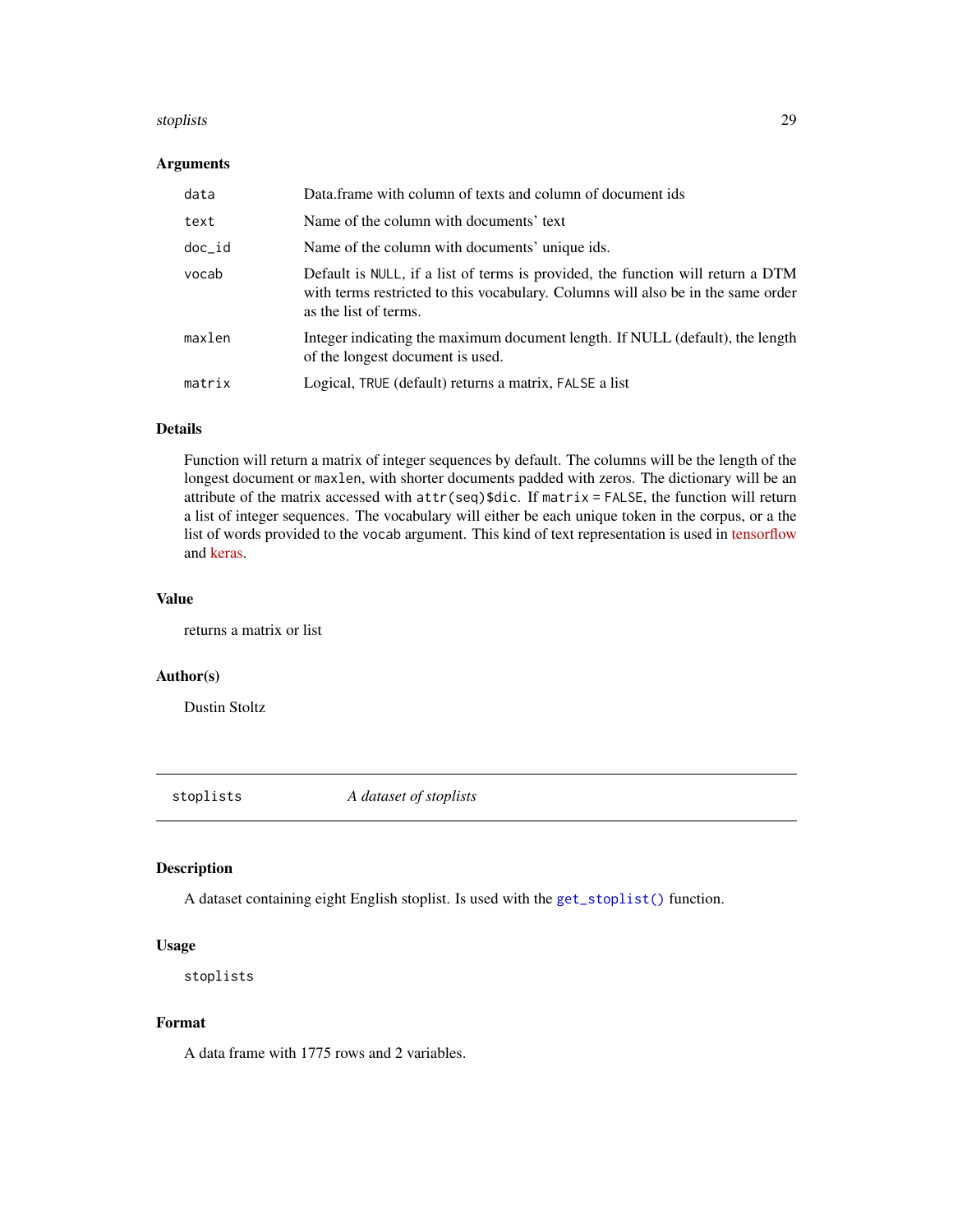### Arguments

| | |
|---|---|
| `data` | Data.frame with column of texts and column of document ids |
| `text` | Name of the column with documents' text |
| `doc_id` | Name of the column with documents' unique ids. |
| `vocab` | Default is `NULL`, if a list of terms is provided, the function will return a DTM with terms restricted to this vocabulary. Columns will also be in the same order as the list of terms. |
| `maxlen` | Integer indicating the maximum document length. If NULL (default), the length of the longest document is used. |
| `matrix` | Logical, `TRUE` (default) returns a matrix, `FALSE` a list |

### Details

Function will return a matrix of integer sequences by default. The columns will be the length of the longest document or `maxlen`, with shorter documents padded with zeros. The dictionary will be an attribute of the matrix accessed with `attr(seq)$dic`. If `matrix = FALSE`, the function will return a list of integer sequences. The vocabulary will either be each unique token in the corpus, or a the list of words provided to the `vocab` argument. This kind of text representation is used in tensorflow and keras.

### Value

returns a matrix or list

### Author(s)

Dustin Stoltz

---

## stoplists — *A dataset of stoplists*

### Description

A dataset containing eight English stoplist. Is used with the `get_stoplist()` function.

### Usage

```
stoplists
```

### Format

A data frame with 1775 rows and 2 variables.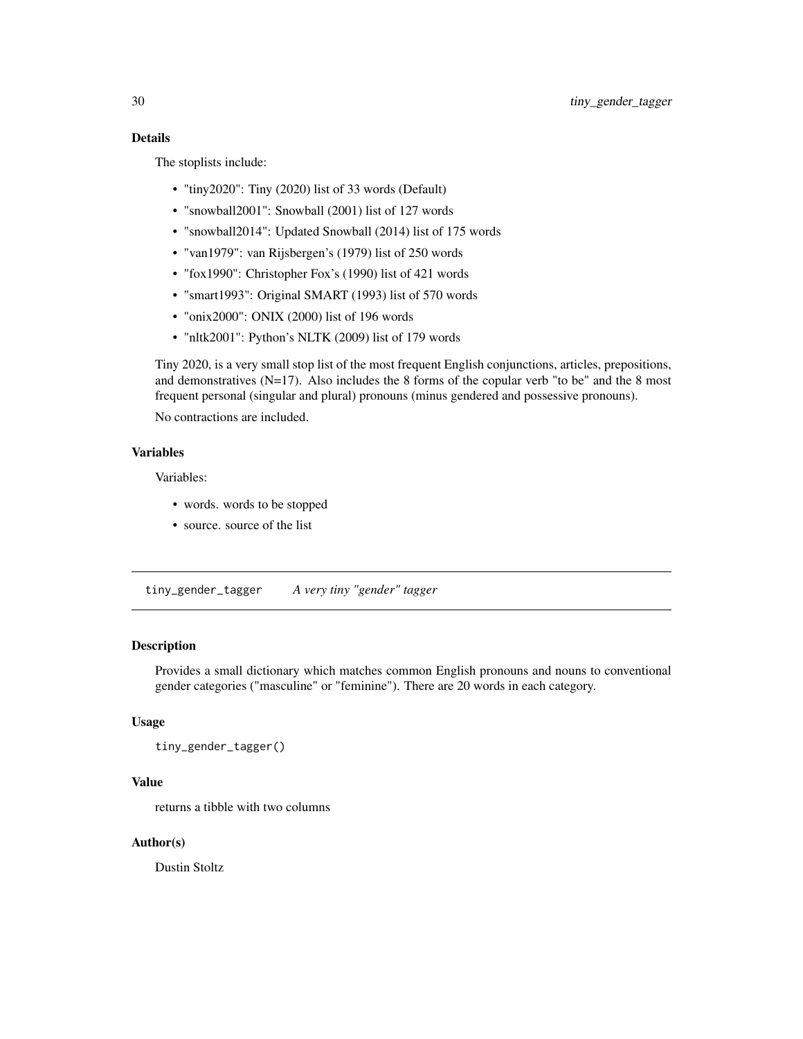### Details

The stoplists include:

- "tiny2020": Tiny (2020) list of 33 words (Default)
- "snowball2001": Snowball (2001) list of 127 words
- "snowball2014": Updated Snowball (2014) list of 175 words
- "van1979": van Rijsbergen's (1979) list of 250 words
- "fox1990": Christopher Fox's (1990) list of 421 words
- "smart1993": Original SMART (1993) list of 570 words
- "onix2000": ONIX (2000) list of 196 words
- "nltk2001": Python's NLTK (2009) list of 179 words

Tiny 2020, is a very small stop list of the most frequent English conjunctions, articles, prepositions, and demonstratives (N=17). Also includes the 8 forms of the copular verb "to be" and the 8 most frequent personal (singular and plural) pronouns (minus gendered and possessive pronouns).

No contractions are included.

### Variables

Variables:

- words. words to be stopped
- source. source of the list

---

## tiny_gender_tagger — *A very tiny "gender" tagger*

---

### Description

Provides a small dictionary which matches common English pronouns and nouns to conventional gender categories ("masculine" or "feminine"). There are 20 words in each category.

### Usage

```
tiny_gender_tagger()
```

### Value

returns a tibble with two columns

### Author(s)

Dustin Stoltz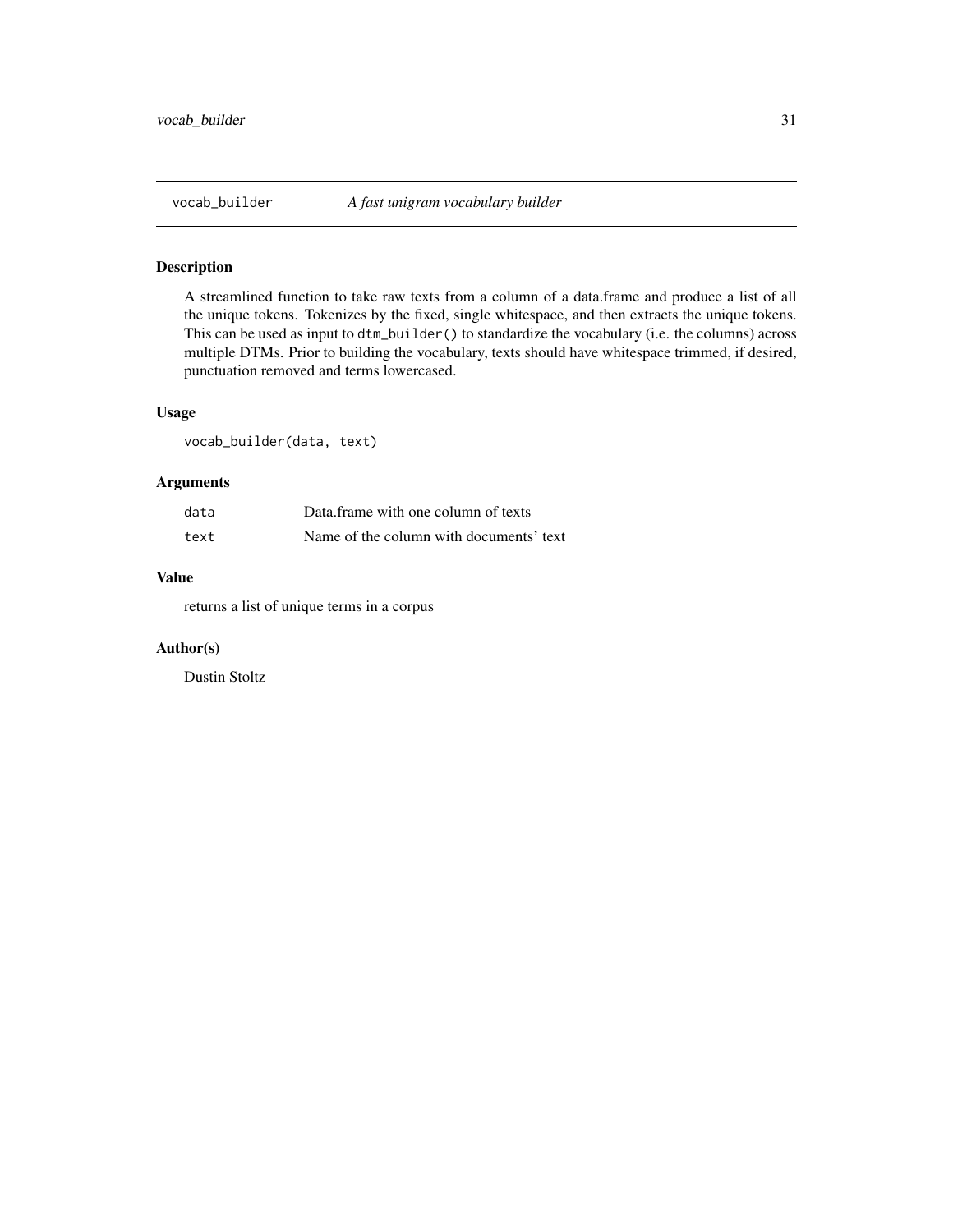# vocab_builder — *A fast unigram vocabulary builder*

## Description

A streamlined function to take raw texts from a column of a data.frame and produce a list of all the unique tokens. Tokenizes by the fixed, single whitespace, and then extracts the unique tokens. This can be used as input to `dtm_builder()` to standardize the vocabulary (i.e. the columns) across multiple DTMs. Prior to building the vocabulary, texts should have whitespace trimmed, if desired, punctuation removed and terms lowercased.

## Usage

```
vocab_builder(data, text)
```

## Arguments

| | |
|---|---|
| `data` | Data.frame with one column of texts |
| `text` | Name of the column with documents' text |

## Value

returns a list of unique terms in a corpus

## Author(s)

Dustin Stoltz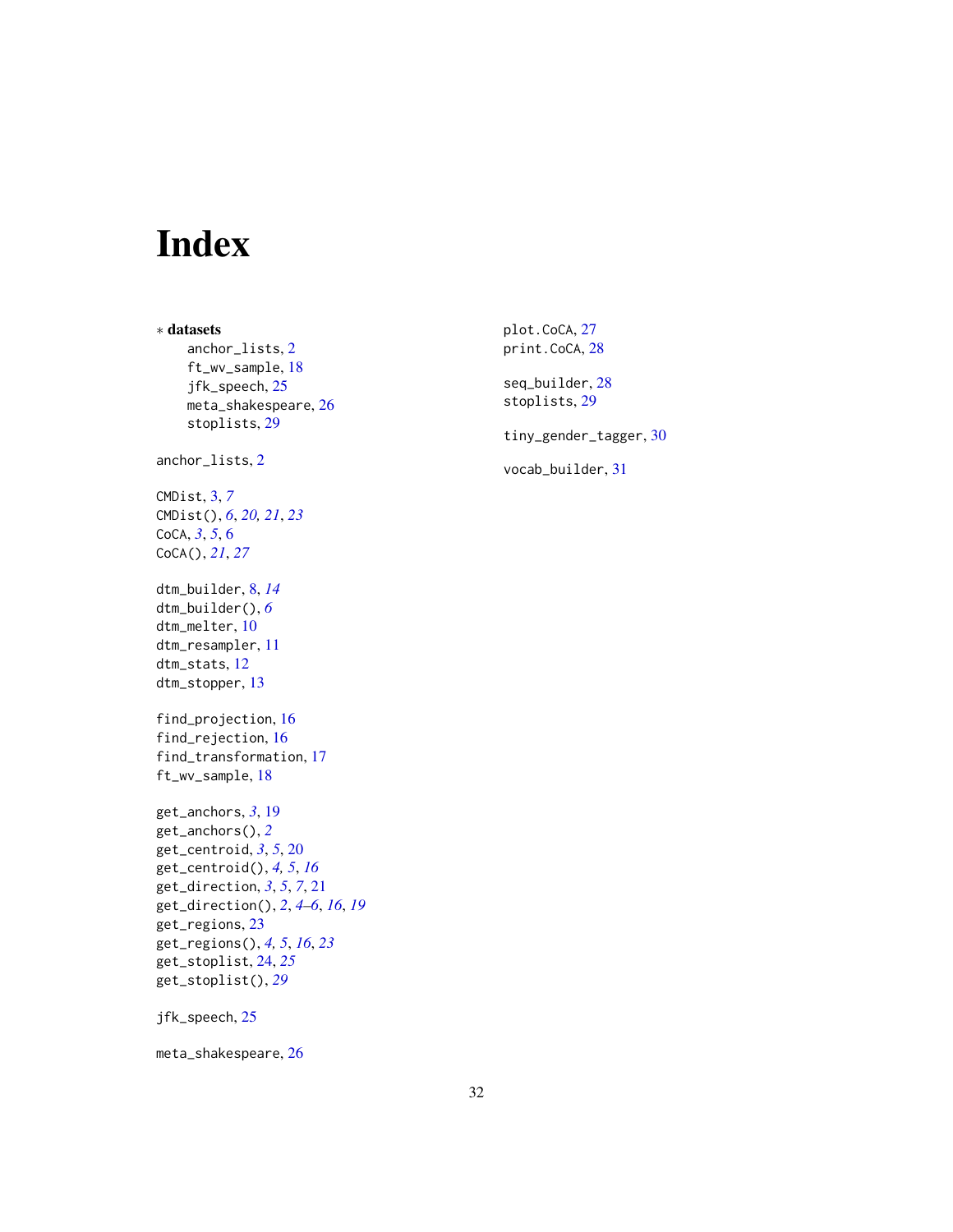# Index

∗ **datasets**
    anchor_lists, 2
    ft_wv_sample, 18
    jfk_speech, 25
    meta_shakespeare, 26
    stoplists, 29

anchor_lists, 2

CMDist, 3, *7*
CMDist(), *6*, *20, 21*, *23*
CoCA, *3*, *5*, 6
CoCA(), *21*, *27*

dtm_builder, 8, *14*
dtm_builder(), *6*
dtm_melter, 10
dtm_resampler, 11
dtm_stats, 12
dtm_stopper, 13

find_projection, 16
find_rejection, 16
find_transformation, 17
ft_wv_sample, 18

get_anchors, *3*, 19
get_anchors(), *2*
get_centroid, *3*, *5*, 20
get_centroid(), *4, 5*, *16*
get_direction, *3*, *5*, *7*, 21
get_direction(), *2*, *4–6*, *16*, *19*
get_regions, 23
get_regions(), *4, 5*, *16*, *23*
get_stoplist, 24, *25*
get_stoplist(), *29*

jfk_speech, 25

meta_shakespeare, 26

plot.CoCA, 27
print.CoCA, 28

seq_builder, 28
stoplists, 29

tiny_gender_tagger, 30

vocab_builder, 31